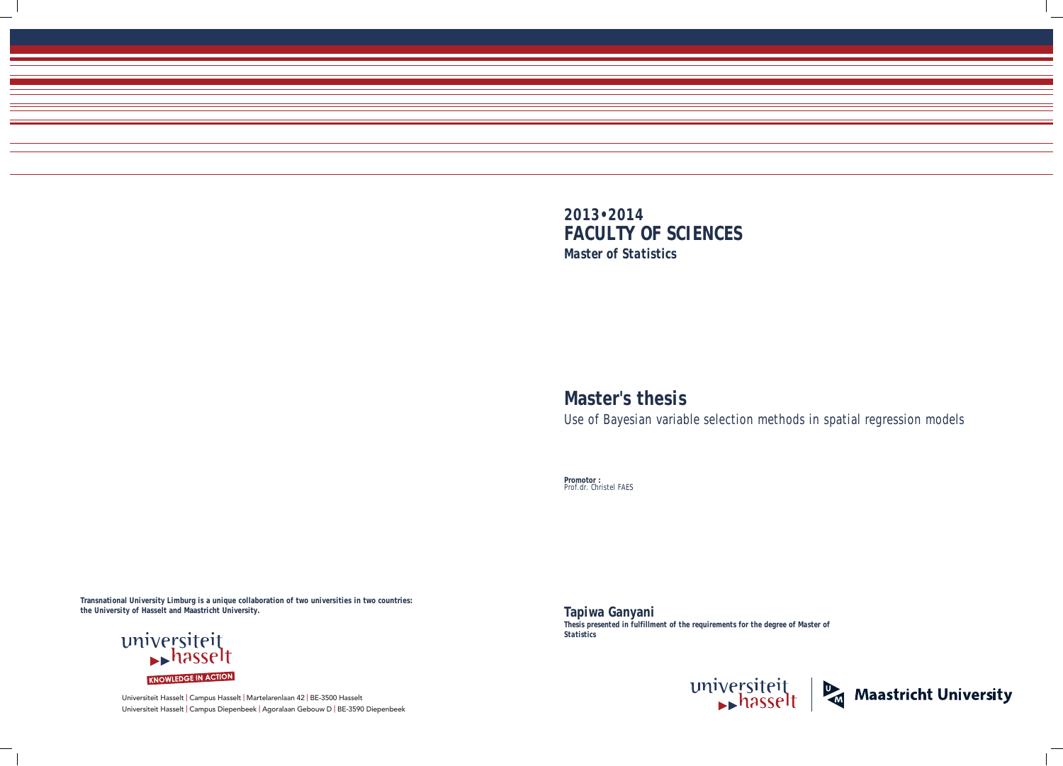**2013•2014**

# FACULTY OF SCIENCES

***Master of Statistics***

## Master's thesis

Use of Bayesian variable selection methods in spatial regression models

**Promotor :**
Prof.dr. Christel FAES

**Tapiwa Ganyani**

***Thesis presented in fulfillment of the requirements for the degree of Master of Statistics***

***Transnational University Limburg is a unique collaboration of two universities in two countries: the University of Hasselt and Maastricht University.***

universiteit hasselt

KNOWLEDGE IN ACTION

Universiteit Hasselt | Campus Hasselt | Martelarenlaan 42 | BE-3500 Hasselt
Universiteit Hasselt | Campus Diepenbeek | Agoralaan Gebouw D | BE-3590 Diepenbeek

universiteit hasselt | Maastricht University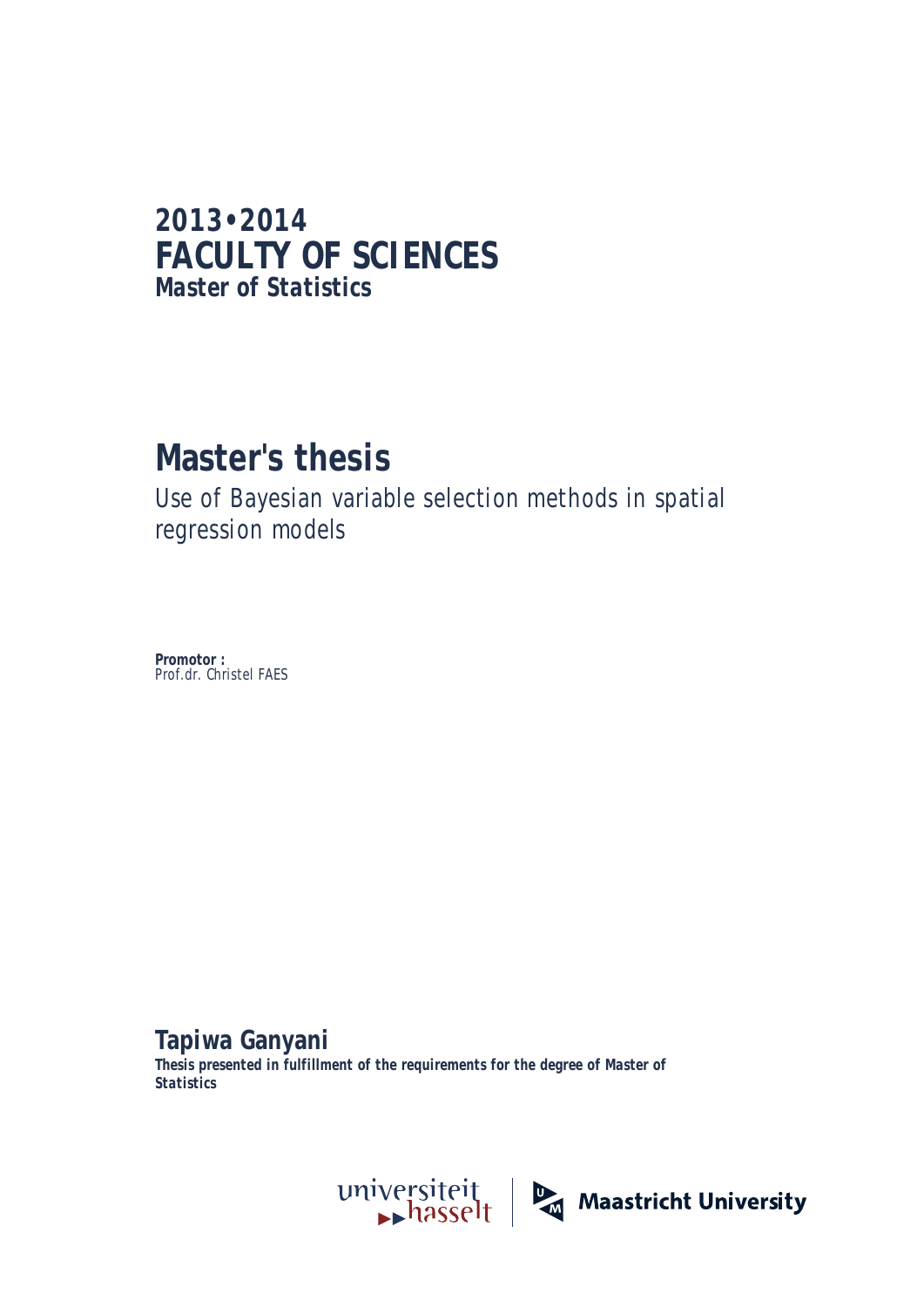**2013•2014**
**FACULTY OF SCIENCES**
**Master of Statistics**

# Master's thesis

Use of Bayesian variable selection methods in spatial regression models

**Promotor :**
*Prof.dr. Christel FAES*

**Tapiwa Ganyani**
**Thesis presented in fulfillment of the requirements for the degree of Master of Statistics**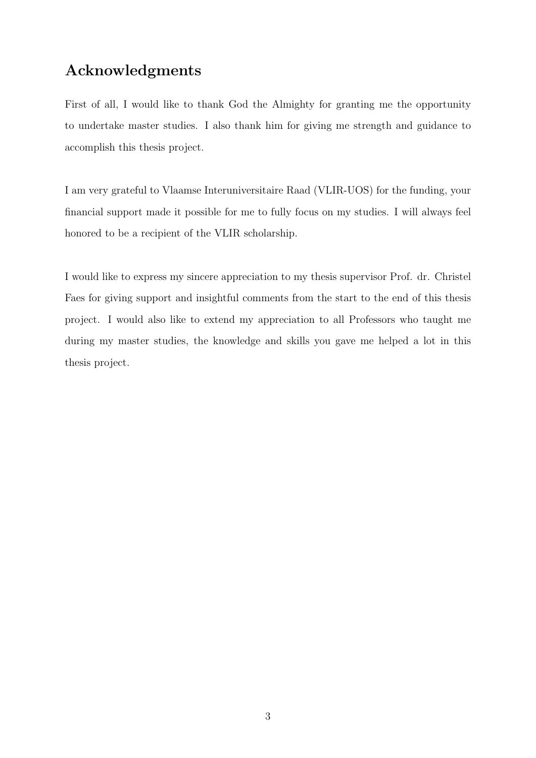# Acknowledgments

First of all, I would like to thank God the Almighty for granting me the opportunity to undertake master studies. I also thank him for giving me strength and guidance to accomplish this thesis project.

I am very grateful to Vlaamse Interuniversitaire Raad (VLIR-UOS) for the funding, your financial support made it possible for me to fully focus on my studies. I will always feel honored to be a recipient of the VLIR scholarship.

I would like to express my sincere appreciation to my thesis supervisor Prof. dr. Christel Faes for giving support and insightful comments from the start to the end of this thesis project. I would also like to extend my appreciation to all Professors who taught me during my master studies, the knowledge and skills you gave me helped a lot in this thesis project.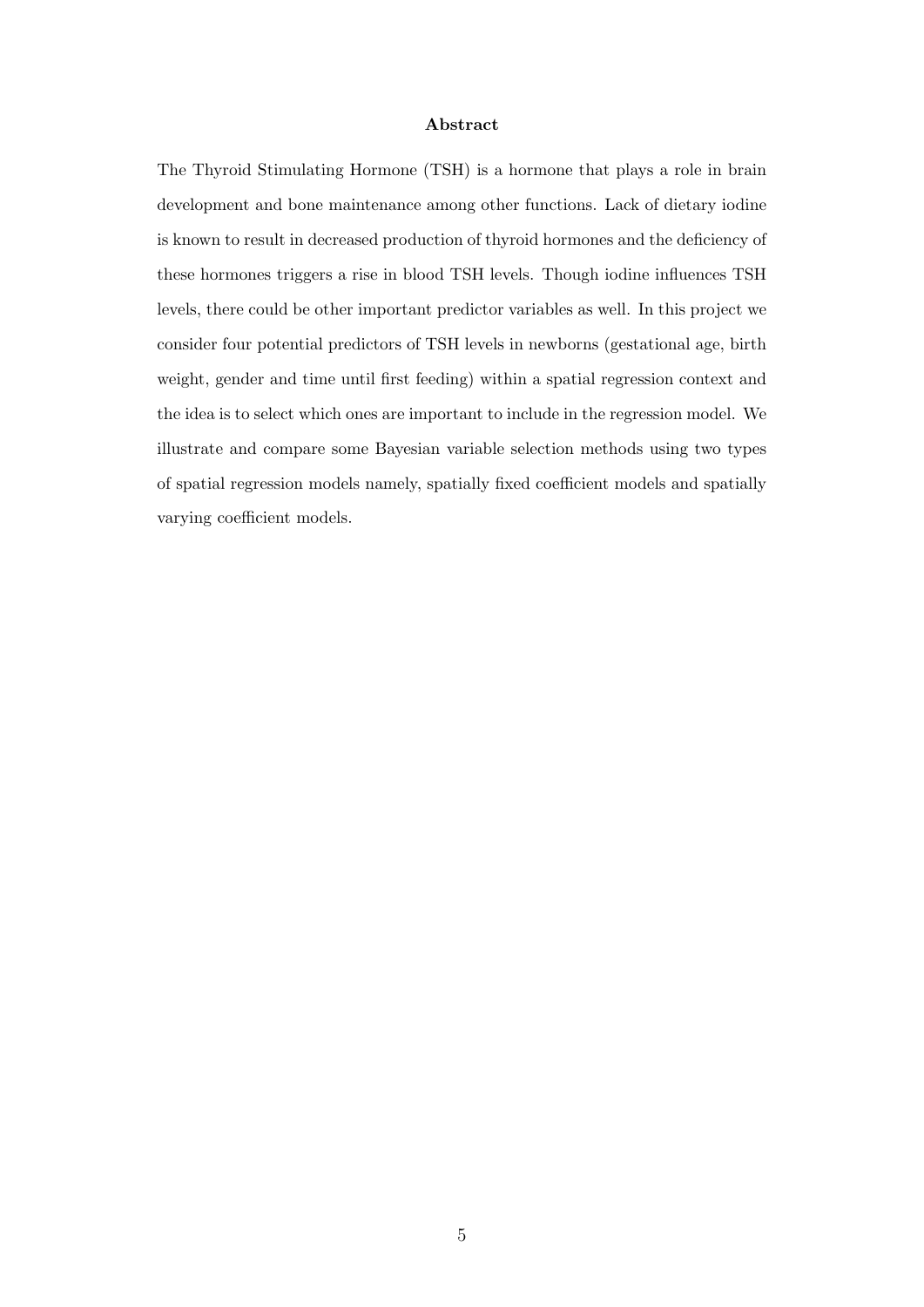**Abstract**

The Thyroid Stimulating Hormone (TSH) is a hormone that plays a role in brain development and bone maintenance among other functions. Lack of dietary iodine is known to result in decreased production of thyroid hormones and the deficiency of these hormones triggers a rise in blood TSH levels. Though iodine influences TSH levels, there could be other important predictor variables as well. In this project we consider four potential predictors of TSH levels in newborns (gestational age, birth weight, gender and time until first feeding) within a spatial regression context and the idea is to select which ones are important to include in the regression model. We illustrate and compare some Bayesian variable selection methods using two types of spatial regression models namely, spatially fixed coefficient models and spatially varying coefficient models.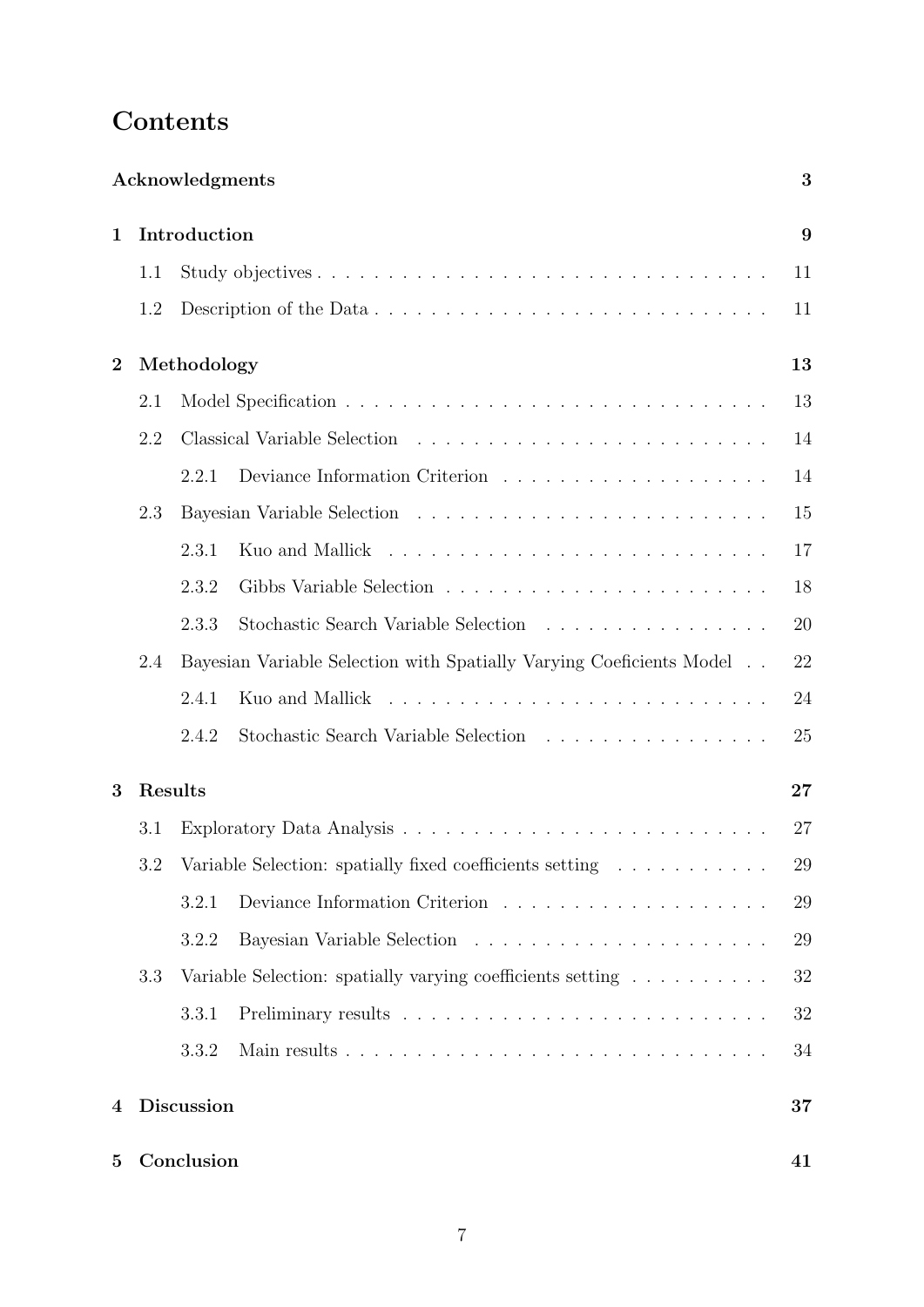# Contents

**Acknowledgments** **3**

**1 Introduction** **9**

- 1.1 Study objectives . . . . . . . . . . 11
- 1.2 Description of the Data . . . . . . . . . . 11

**2 Methodology** **13**

- 2.1 Model Specification . . . . . . . . . . 13
- 2.2 Classical Variable Selection . . . . . . . . . . 14
  - 2.2.1 Deviance Information Criterion . . . . . . . . . . 14
- 2.3 Bayesian Variable Selection . . . . . . . . . . 15
  - 2.3.1 Kuo and Mallick . . . . . . . . . . 17
  - 2.3.2 Gibbs Variable Selection . . . . . . . . . . 18
  - 2.3.3 Stochastic Search Variable Selection . . . . . . . . . . 20
- 2.4 Bayesian Variable Selection with Spatially Varying Coeficients Model . . 22
  - 2.4.1 Kuo and Mallick . . . . . . . . . . 24
  - 2.4.2 Stochastic Search Variable Selection . . . . . . . . . . 25

**3 Results** **27**

- 3.1 Exploratory Data Analysis . . . . . . . . . . 27
- 3.2 Variable Selection: spatially fixed coefficients setting . . . . . . . . . . 29
  - 3.2.1 Deviance Information Criterion . . . . . . . . . . 29
  - 3.2.2 Bayesian Variable Selection . . . . . . . . . . 29
- 3.3 Variable Selection: spatially varying coefficients setting . . . . . . . . . . 32
  - 3.3.1 Preliminary results . . . . . . . . . . 32
  - 3.3.2 Main results . . . . . . . . . . 34

**4 Discussion** **37**

**5 Conclusion** **41**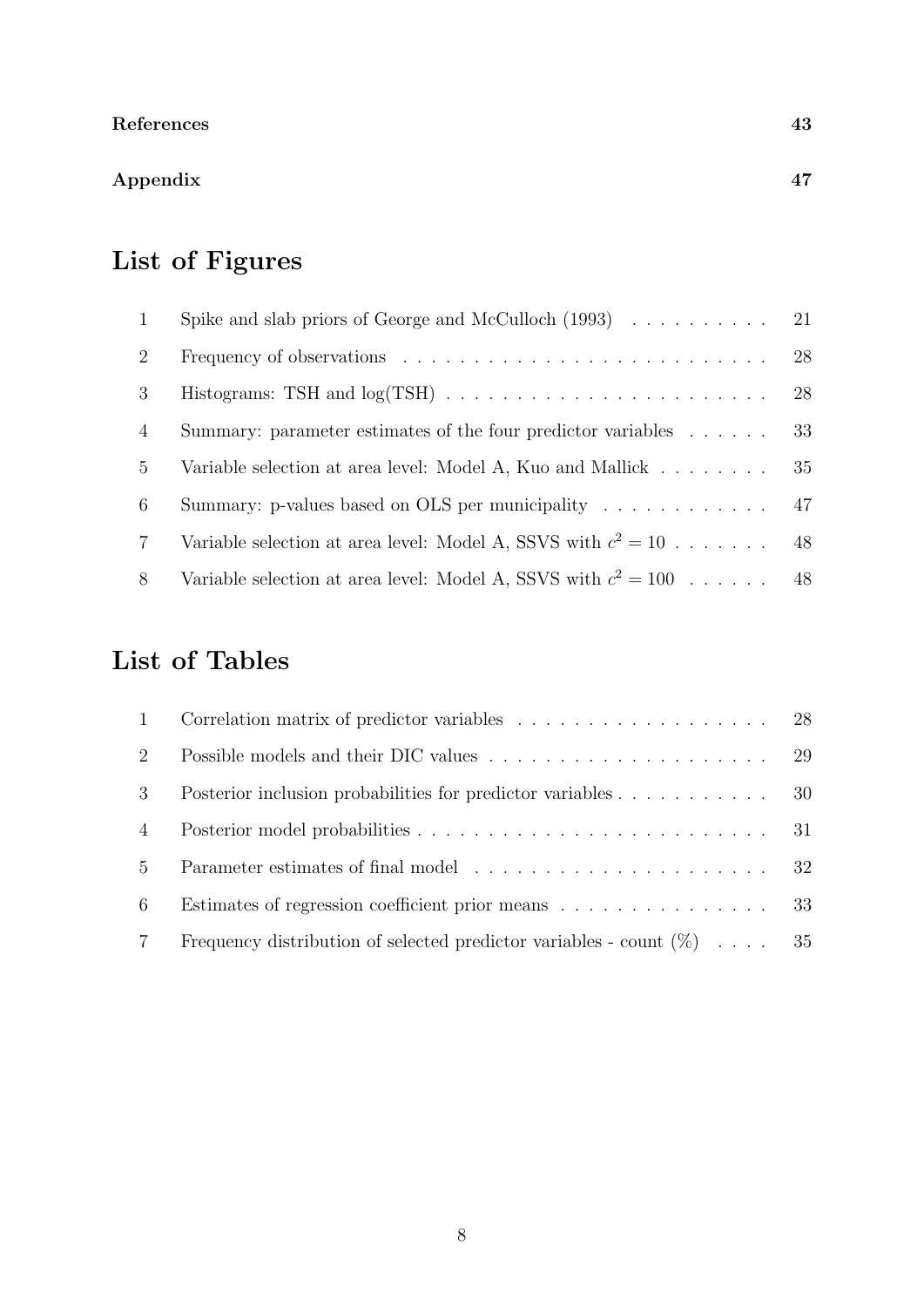**References** **43**

**Appendix** **47**

# List of Figures

| | | |
|---|---|---|
| 1 | Spike and slab priors of George and McCulloch (1993) | 21 |
| 2 | Frequency of observations | 28 |
| 3 | Histograms: TSH and log(TSH) | 28 |
| 4 | Summary: parameter estimates of the four predictor variables | 33 |
| 5 | Variable selection at area level: Model A, Kuo and Mallick | 35 |
| 6 | Summary: p-values based on OLS per municipality | 47 |
| 7 | Variable selection at area level: Model A, SSVS with $c^2 = 10$ | 48 |
| 8 | Variable selection at area level: Model A, SSVS with $c^2 = 100$ | 48 |

# List of Tables

| | | |
|---|---|---|
| 1 | Correlation matrix of predictor variables | 28 |
| 2 | Possible models and their DIC values | 29 |
| 3 | Posterior inclusion probabilities for predictor variables | 30 |
| 4 | Posterior model probabilities | 31 |
| 5 | Parameter estimates of final model | 32 |
| 6 | Estimates of regression coefficient prior means | 33 |
| 7 | Frequency distribution of selected predictor variables - count (%) | 35 |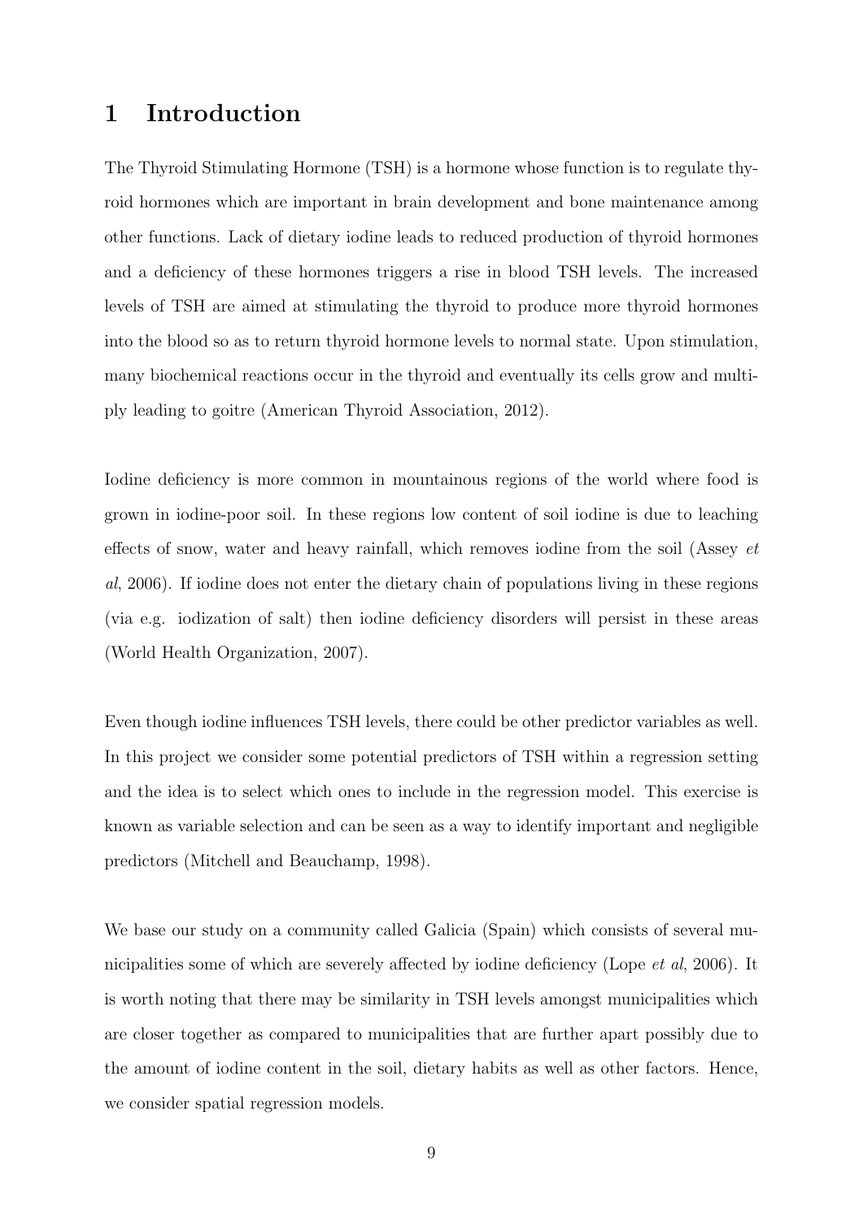# 1 Introduction

The Thyroid Stimulating Hormone (TSH) is a hormone whose function is to regulate thyroid hormones which are important in brain development and bone maintenance among other functions. Lack of dietary iodine leads to reduced production of thyroid hormones and a deficiency of these hormones triggers a rise in blood TSH levels. The increased levels of TSH are aimed at stimulating the thyroid to produce more thyroid hormones into the blood so as to return thyroid hormone levels to normal state. Upon stimulation, many biochemical reactions occur in the thyroid and eventually its cells grow and multiply leading to goitre (American Thyroid Association, 2012).

Iodine deficiency is more common in mountainous regions of the world where food is grown in iodine-poor soil. In these regions low content of soil iodine is due to leaching effects of snow, water and heavy rainfall, which removes iodine from the soil (Assey *et al*, 2006). If iodine does not enter the dietary chain of populations living in these regions (via e.g. iodization of salt) then iodine deficiency disorders will persist in these areas (World Health Organization, 2007).

Even though iodine influences TSH levels, there could be other predictor variables as well. In this project we consider some potential predictors of TSH within a regression setting and the idea is to select which ones to include in the regression model. This exercise is known as variable selection and can be seen as a way to identify important and negligible predictors (Mitchell and Beauchamp, 1998).

We base our study on a community called Galicia (Spain) which consists of several municipalities some of which are severely affected by iodine deficiency (Lope *et al*, 2006). It is worth noting that there may be similarity in TSH levels amongst municipalities which are closer together as compared to municipalities that are further apart possibly due to the amount of iodine content in the soil, dietary habits as well as other factors. Hence, we consider spatial regression models.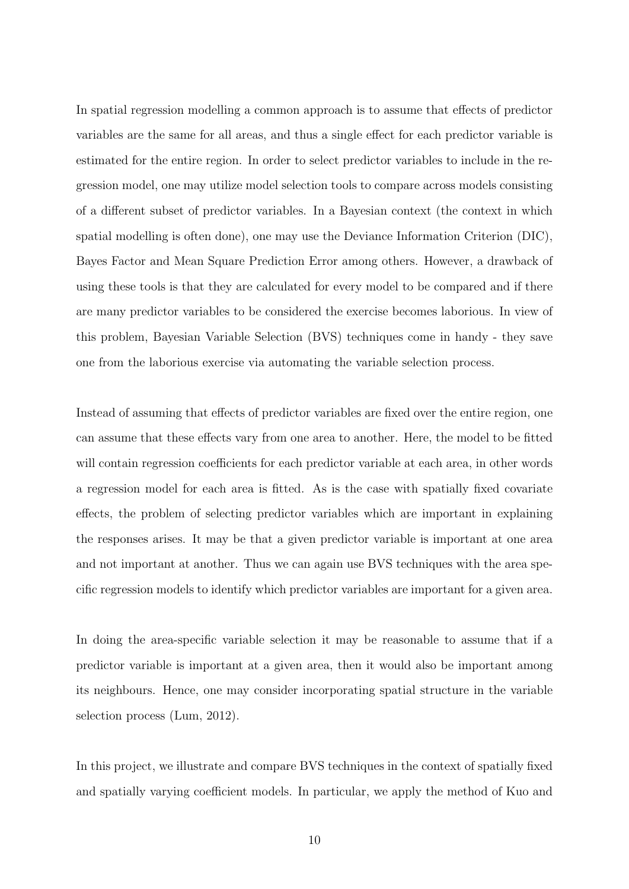In spatial regression modelling a common approach is to assume that effects of predictor variables are the same for all areas, and thus a single effect for each predictor variable is estimated for the entire region. In order to select predictor variables to include in the regression model, one may utilize model selection tools to compare across models consisting of a different subset of predictor variables. In a Bayesian context (the context in which spatial modelling is often done), one may use the Deviance Information Criterion (DIC), Bayes Factor and Mean Square Prediction Error among others. However, a drawback of using these tools is that they are calculated for every model to be compared and if there are many predictor variables to be considered the exercise becomes laborious. In view of this problem, Bayesian Variable Selection (BVS) techniques come in handy - they save one from the laborious exercise via automating the variable selection process.

Instead of assuming that effects of predictor variables are fixed over the entire region, one can assume that these effects vary from one area to another. Here, the model to be fitted will contain regression coefficients for each predictor variable at each area, in other words a regression model for each area is fitted. As is the case with spatially fixed covariate effects, the problem of selecting predictor variables which are important in explaining the responses arises. It may be that a given predictor variable is important at one area and not important at another. Thus we can again use BVS techniques with the area specific regression models to identify which predictor variables are important for a given area.

In doing the area-specific variable selection it may be reasonable to assume that if a predictor variable is important at a given area, then it would also be important among its neighbours. Hence, one may consider incorporating spatial structure in the variable selection process (Lum, 2012).

In this project, we illustrate and compare BVS techniques in the context of spatially fixed and spatially varying coefficient models. In particular, we apply the method of Kuo and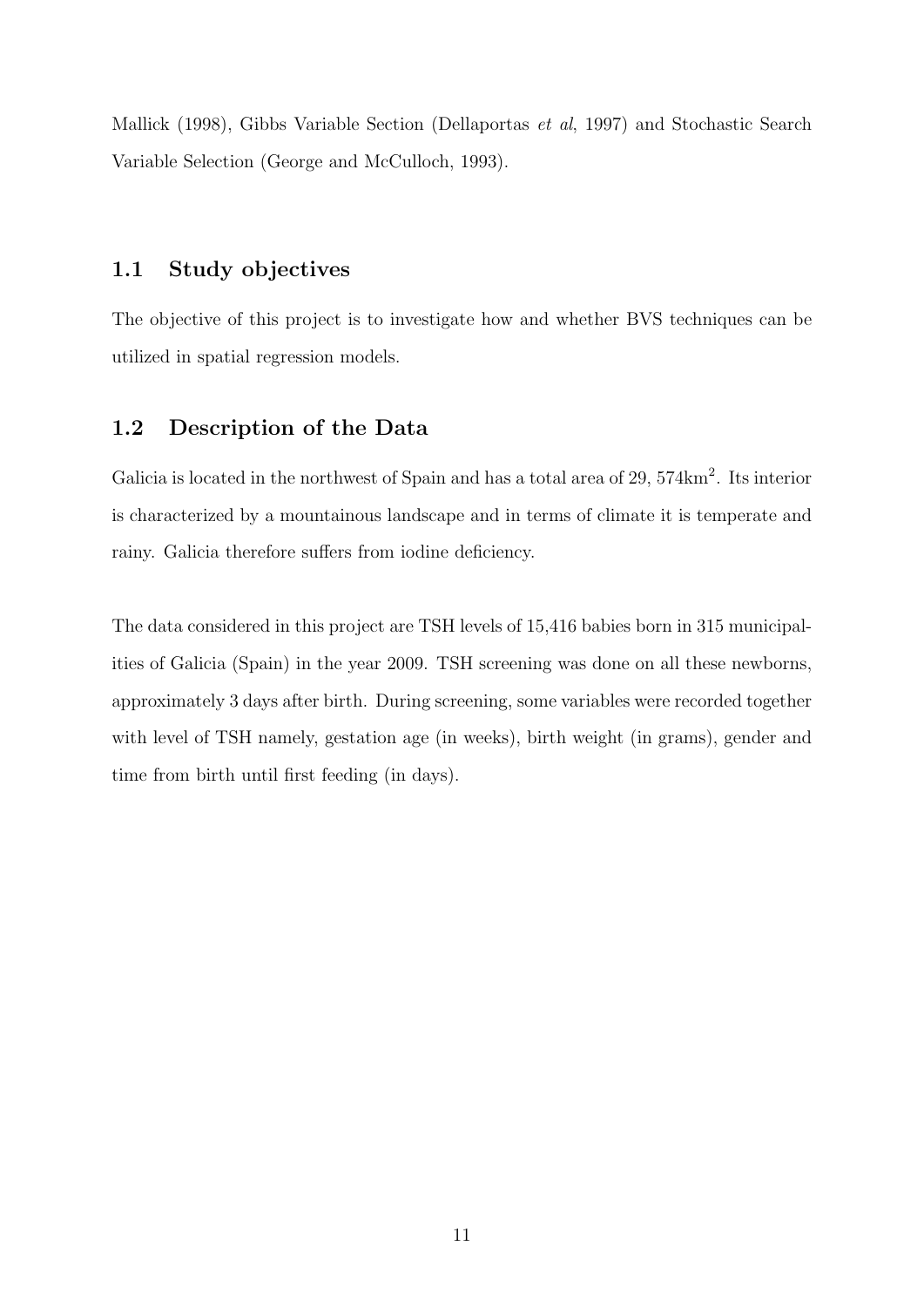Mallick (1998), Gibbs Variable Section (Dellaportas *et al*, 1997) and Stochastic Search Variable Selection (George and McCulloch, 1993).

## 1.1 Study objectives

The objective of this project is to investigate how and whether BVS techniques can be utilized in spatial regression models.

## 1.2 Description of the Data

Galicia is located in the northwest of Spain and has a total area of 29, 574km$^2$. Its interior is characterized by a mountainous landscape and in terms of climate it is temperate and rainy. Galicia therefore suffers from iodine deficiency.

The data considered in this project are TSH levels of 15,416 babies born in 315 municipalities of Galicia (Spain) in the year 2009. TSH screening was done on all these newborns, approximately 3 days after birth. During screening, some variables were recorded together with level of TSH namely, gestation age (in weeks), birth weight (in grams), gender and time from birth until first feeding (in days).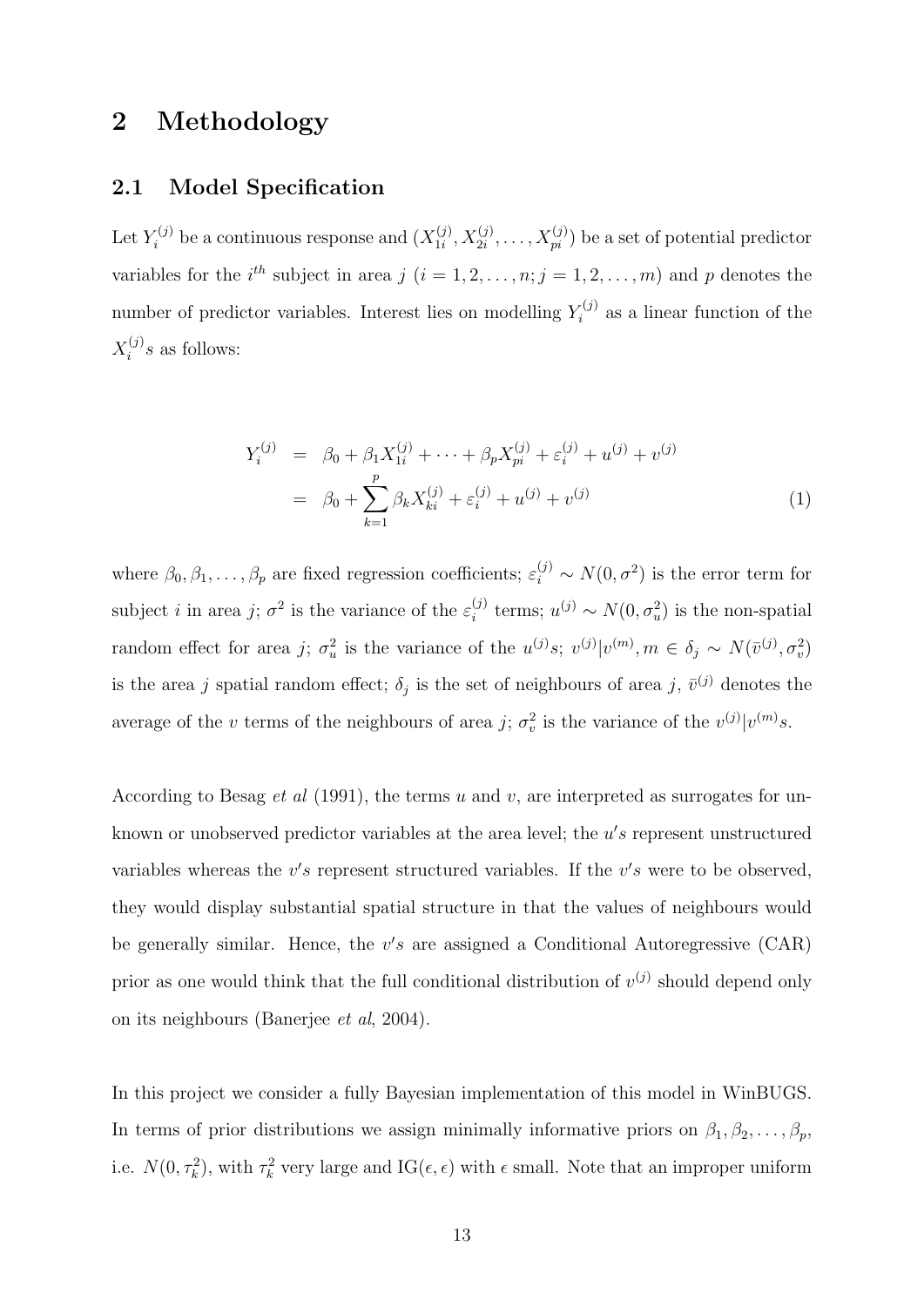# 2 Methodology

## 2.1 Model Specification

Let $Y_i^{(j)}$ be a continuous response and $(X_{1i}^{(j)}, X_{2i}^{(j)}, \ldots, X_{pi}^{(j)})$ be a set of potential predictor variables for the $i^{th}$ subject in area $j$ $(i = 1, 2, \ldots, n; j = 1, 2, \ldots, m)$ and $p$ denotes the number of predictor variables. Interest lies on modelling $Y_i^{(j)}$ as a linear function of the $X_i^{(j)}s$ as follows:

$$
\begin{aligned}
Y_i^{(j)} &= \beta_0 + \beta_1 X_{1i}^{(j)} + \cdots + \beta_p X_{pi}^{(j)} + \varepsilon_i^{(j)} + u^{(j)} + v^{(j)} \\
&= \beta_0 + \sum_{k=1}^{p} \beta_k X_{ki}^{(j)} + \varepsilon_i^{(j)} + u^{(j)} + v^{(j)} \qquad (1)
\end{aligned}
$$

where $\beta_0, \beta_1, \ldots, \beta_p$ are fixed regression coefficients; $\varepsilon_i^{(j)} \sim N(0, \sigma^2)$ is the error term for subject $i$ in area $j$; $\sigma^2$ is the variance of the $\varepsilon_i^{(j)}$ terms; $u^{(j)} \sim N(0, \sigma_u^2)$ is the non-spatial random effect for area $j$; $\sigma_u^2$ is the variance of the $u^{(j)}s$; $v^{(j)}|v^{(m)}, m \in \delta_j \sim N(\bar{v}^{(j)}, \sigma_v^2)$ is the area $j$ spatial random effect; $\delta_j$ is the set of neighbours of area $j$, $\bar{v}^{(j)}$ denotes the average of the $v$ terms of the neighbours of area $j$; $\sigma_v^2$ is the variance of the $v^{(j)}|v^{(m)}s$.

According to Besag *et al* (1991), the terms $u$ and $v$, are interpreted as surrogates for unknown or unobserved predictor variables at the area level; the $u's$ represent unstructured variables whereas the $v's$ represent structured variables. If the $v's$ were to be observed, they would display substantial spatial structure in that the values of neighbours would be generally similar. Hence, the $v's$ are assigned a Conditional Autoregressive (CAR) prior as one would think that the full conditional distribution of $v^{(j)}$ should depend only on its neighbours (Banerjee *et al*, 2004).

In this project we consider a fully Bayesian implementation of this model in WinBUGS. In terms of prior distributions we assign minimally informative priors on $\beta_1, \beta_2, \ldots, \beta_p$, i.e. $N(0, \tau_k^2)$, with $\tau_k^2$ very large and IG$(\epsilon, \epsilon)$ with $\epsilon$ small. Note that an improper uniform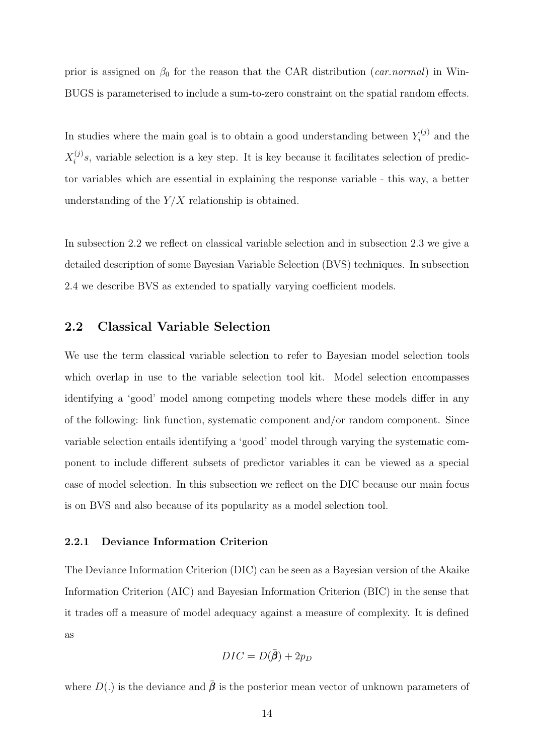prior is assigned on $\beta_0$ for the reason that the CAR distribution (*car.normal*) in WinBUGS is parameterised to include a sum-to-zero constraint on the spatial random effects.

In studies where the main goal is to obtain a good understanding between $Y_i^{(j)}$ and the $X_i^{(j)}s$, variable selection is a key step. It is key because it facilitates selection of predictor variables which are essential in explaining the response variable - this way, a better understanding of the $Y/X$ relationship is obtained.

In subsection 2.2 we reflect on classical variable selection and in subsection 2.3 we give a detailed description of some Bayesian Variable Selection (BVS) techniques. In subsection 2.4 we describe BVS as extended to spatially varying coefficient models.

## 2.2 Classical Variable Selection

We use the term classical variable selection to refer to Bayesian model selection tools which overlap in use to the variable selection tool kit. Model selection encompasses identifying a 'good' model among competing models where these models differ in any of the following: link function, systematic component and/or random component. Since variable selection entails identifying a 'good' model through varying the systematic component to include different subsets of predictor variables it can be viewed as a special case of model selection. In this subsection we reflect on the DIC because our main focus is on BVS and also because of its popularity as a model selection tool.

### 2.2.1 Deviance Information Criterion

The Deviance Information Criterion (DIC) can be seen as a Bayesian version of the Akaike Information Criterion (AIC) and Bayesian Information Criterion (BIC) in the sense that it trades off a measure of model adequacy against a measure of complexity. It is defined as

$$DIC = D(\bar{\boldsymbol{\beta}}) + 2p_D$$

where $D(.)$ is the deviance and $\bar{\boldsymbol{\beta}}$ is the posterior mean vector of unknown parameters of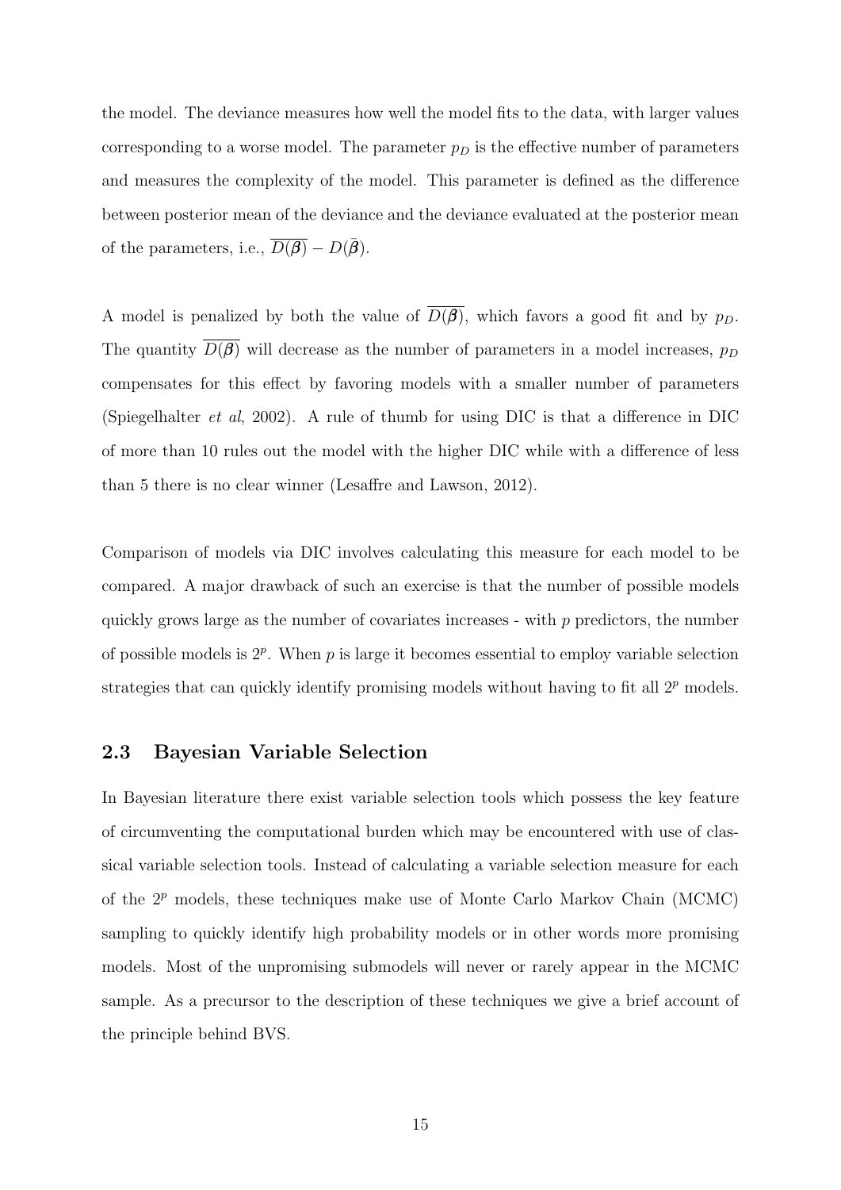the model. The deviance measures how well the model fits to the data, with larger values corresponding to a worse model. The parameter $p_D$ is the effective number of parameters and measures the complexity of the model. This parameter is defined as the difference between posterior mean of the deviance and the deviance evaluated at the posterior mean of the parameters, i.e., $\overline{D(\boldsymbol{\beta})} - D(\bar{\boldsymbol{\beta}})$.

A model is penalized by both the value of $\overline{D(\boldsymbol{\beta})}$, which favors a good fit and by $p_D$. The quantity $\overline{D(\boldsymbol{\beta})}$ will decrease as the number of parameters in a model increases, $p_D$ compensates for this effect by favoring models with a smaller number of parameters (Spiegelhalter *et al*, 2002). A rule of thumb for using DIC is that a difference in DIC of more than 10 rules out the model with the higher DIC while with a difference of less than 5 there is no clear winner (Lesaffre and Lawson, 2012).

Comparison of models via DIC involves calculating this measure for each model to be compared. A major drawback of such an exercise is that the number of possible models quickly grows large as the number of covariates increases - with $p$ predictors, the number of possible models is $2^p$. When $p$ is large it becomes essential to employ variable selection strategies that can quickly identify promising models without having to fit all $2^p$ models.

## 2.3 Bayesian Variable Selection

In Bayesian literature there exist variable selection tools which possess the key feature of circumventing the computational burden which may be encountered with use of classical variable selection tools. Instead of calculating a variable selection measure for each of the $2^p$ models, these techniques make use of Monte Carlo Markov Chain (MCMC) sampling to quickly identify high probability models or in other words more promising models. Most of the unpromising submodels will never or rarely appear in the MCMC sample. As a precursor to the description of these techniques we give a brief account of the principle behind BVS.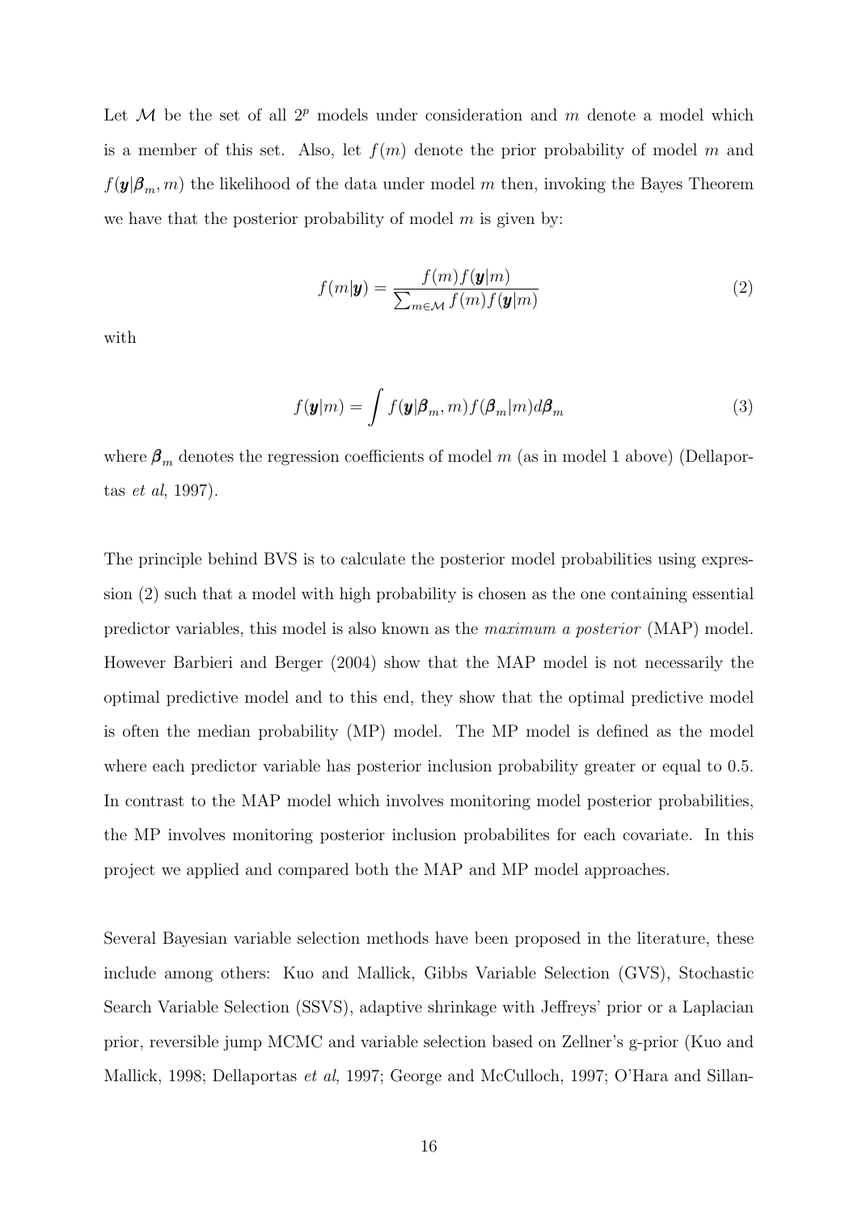Let $\mathcal{M}$ be the set of all $2^p$ models under consideration and $m$ denote a model which is a member of this set. Also, let $f(m)$ denote the prior probability of model $m$ and $f(\boldsymbol{y}|\boldsymbol{\beta}_m, m)$ the likelihood of the data under model $m$ then, invoking the Bayes Theorem we have that the posterior probability of model $m$ is given by:

$$f(m|\boldsymbol{y}) = \frac{f(m)f(\boldsymbol{y}|m)}{\sum_{m \in \mathcal{M}} f(m)f(\boldsymbol{y}|m)} \tag{2}$$

with

$$f(\boldsymbol{y}|m) = \int f(\boldsymbol{y}|\boldsymbol{\beta}_m, m) f(\boldsymbol{\beta}_m|m) d\boldsymbol{\beta}_m \tag{3}$$

where $\boldsymbol{\beta}_m$ denotes the regression coefficients of model $m$ (as in model 1 above) (Dellaportas *et al*, 1997).

The principle behind BVS is to calculate the posterior model probabilities using expression (2) such that a model with high probability is chosen as the one containing essential predictor variables, this model is also known as the *maximum a posterior* (MAP) model. However Barbieri and Berger (2004) show that the MAP model is not necessarily the optimal predictive model and to this end, they show that the optimal predictive model is often the median probability (MP) model. The MP model is defined as the model where each predictor variable has posterior inclusion probability greater or equal to 0.5. In contrast to the MAP model which involves monitoring model posterior probabilities, the MP involves monitoring posterior inclusion probabilites for each covariate. In this project we applied and compared both the MAP and MP model approaches.

Several Bayesian variable selection methods have been proposed in the literature, these include among others: Kuo and Mallick, Gibbs Variable Selection (GVS), Stochastic Search Variable Selection (SSVS), adaptive shrinkage with Jeffreys' prior or a Laplacian prior, reversible jump MCMC and variable selection based on Zellner's g-prior (Kuo and Mallick, 1998; Dellaportas *et al*, 1997; George and McCulloch, 1997; O'Hara and Sillan-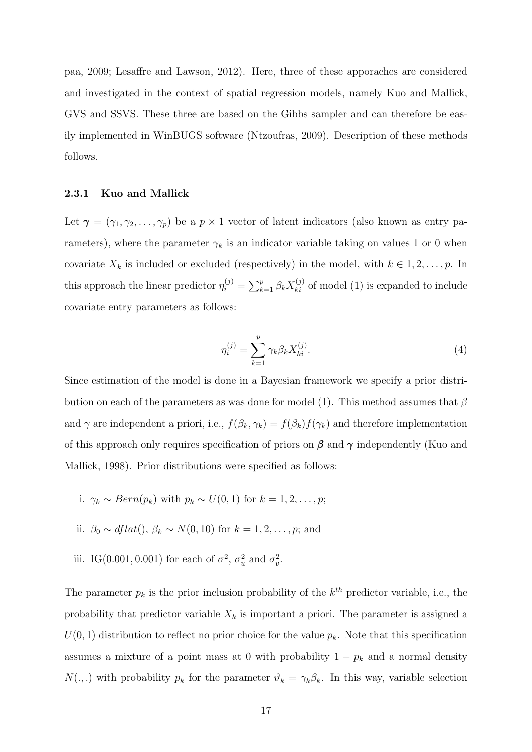paa, 2009; Lesaffre and Lawson, 2012). Here, three of these apporaches are considered and investigated in the context of spatial regression models, namely Kuo and Mallick, GVS and SSVS. These three are based on the Gibbs sampler and can therefore be easily implemented in WinBUGS software (Ntzoufras, 2009). Description of these methods follows.

### 2.3.1 Kuo and Mallick

Let $\boldsymbol{\gamma} = (\gamma_1, \gamma_2, \ldots, \gamma_p)$ be a $p \times 1$ vector of latent indicators (also known as entry parameters), where the parameter $\gamma_k$ is an indicator variable taking on values 1 or 0 when covariate $X_k$ is included or excluded (respectively) in the model, with $k \in 1, 2, \ldots, p$. In this approach the linear predictor $\eta_i^{(j)} = \sum_{k=1}^{p} \beta_k X_{ki}^{(j)}$ of model (1) is expanded to include covariate entry parameters as follows:

$$\eta_i^{(j)} = \sum_{k=1}^{p} \gamma_k \beta_k X_{ki}^{(j)}. \tag{4}$$

Since estimation of the model is done in a Bayesian framework we specify a prior distribution on each of the parameters as was done for model (1). This method assumes that $\beta$ and $\gamma$ are independent a priori, i.e., $f(\beta_k, \gamma_k) = f(\beta_k)f(\gamma_k)$ and therefore implementation of this approach only requires specification of priors on $\boldsymbol{\beta}$ and $\boldsymbol{\gamma}$ independently (Kuo and Mallick, 1998). Prior distributions were specified as follows:

i. $\gamma_k \sim Bern(p_k)$ with $p_k \sim U(0,1)$ for $k = 1, 2, \ldots, p$;

ii. $\beta_0 \sim dflat()$, $\beta_k \sim N(0, 10)$ for $k = 1, 2, \ldots, p$; and

iii. IG(0.001, 0.001) for each of $\sigma^2$, $\sigma_u^2$ and $\sigma_v^2$.

The parameter $p_k$ is the prior inclusion probability of the $k^{th}$ predictor variable, i.e., the probability that predictor variable $X_k$ is important a priori. The parameter is assigned a $U(0,1)$ distribution to reflect no prior choice for the value $p_k$. Note that this specification assumes a mixture of a point mass at 0 with probability $1 - p_k$ and a normal density $N(.,.)$ with probability $p_k$ for the parameter $\vartheta_k = \gamma_k \beta_k$. In this way, variable selection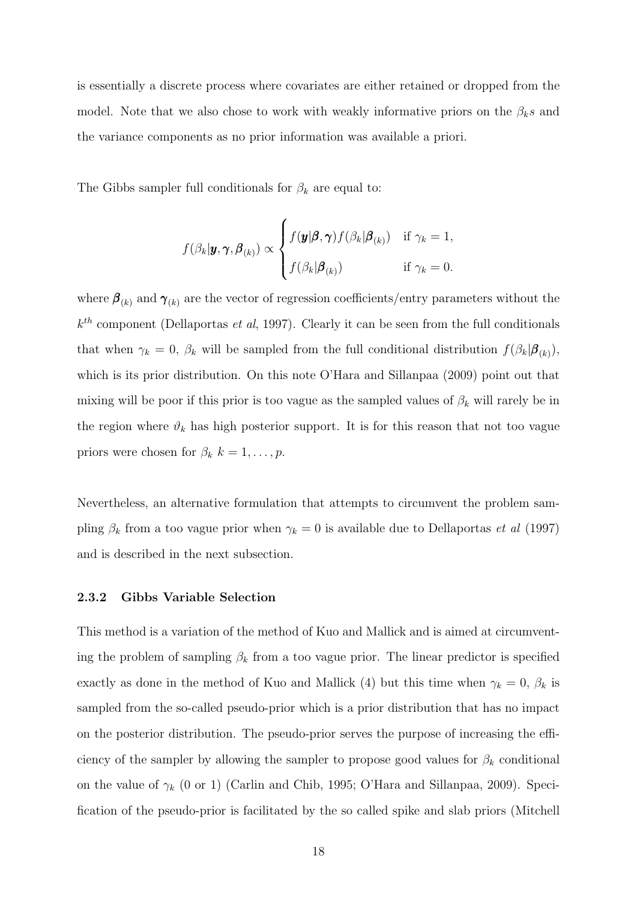is essentially a discrete process where covariates are either retained or dropped from the model. Note that we also chose to work with weakly informative priors on the $\beta_k s$ and the variance components as no prior information was available a priori.

The Gibbs sampler full conditionals for $\beta_k$ are equal to:

$$f(\beta_k|\boldsymbol{y}, \boldsymbol{\gamma}, \boldsymbol{\beta}_{(k)}) \propto \begin{cases} f(\boldsymbol{y}|\boldsymbol{\beta}, \boldsymbol{\gamma}) f(\beta_k|\boldsymbol{\beta}_{(k)}) & \text{if } \gamma_k = 1, \\ f(\beta_k|\boldsymbol{\beta}_{(k)}) & \text{if } \gamma_k = 0. \end{cases}$$

where $\boldsymbol{\beta}_{(k)}$ and $\boldsymbol{\gamma}_{(k)}$ are the vector of regression coefficients/entry parameters without the $k^{th}$ component (Dellaportas *et al*, 1997). Clearly it can be seen from the full conditionals that when $\gamma_k = 0$, $\beta_k$ will be sampled from the full conditional distribution $f(\beta_k|\boldsymbol{\beta}_{(k)})$, which is its prior distribution. On this note O'Hara and Sillanpaa (2009) point out that mixing will be poor if this prior is too vague as the sampled values of $\beta_k$ will rarely be in the region where $\vartheta_k$ has high posterior support. It is for this reason that not too vague priors were chosen for $\beta_k$ $k = 1, \ldots, p$.

Nevertheless, an alternative formulation that attempts to circumvent the problem sampling $\beta_k$ from a too vague prior when $\gamma_k = 0$ is available due to Dellaportas *et al* (1997) and is described in the next subsection.

### 2.3.2 Gibbs Variable Selection

This method is a variation of the method of Kuo and Mallick and is aimed at circumventing the problem of sampling $\beta_k$ from a too vague prior. The linear predictor is specified exactly as done in the method of Kuo and Mallick (4) but this time when $\gamma_k = 0$, $\beta_k$ is sampled from the so-called pseudo-prior which is a prior distribution that has no impact on the posterior distribution. The pseudo-prior serves the purpose of increasing the efficiency of the sampler by allowing the sampler to propose good values for $\beta_k$ conditional on the value of $\gamma_k$ (0 or 1) (Carlin and Chib, 1995; O'Hara and Sillanpaa, 2009). Specification of the pseudo-prior is facilitated by the so called spike and slab priors (Mitchell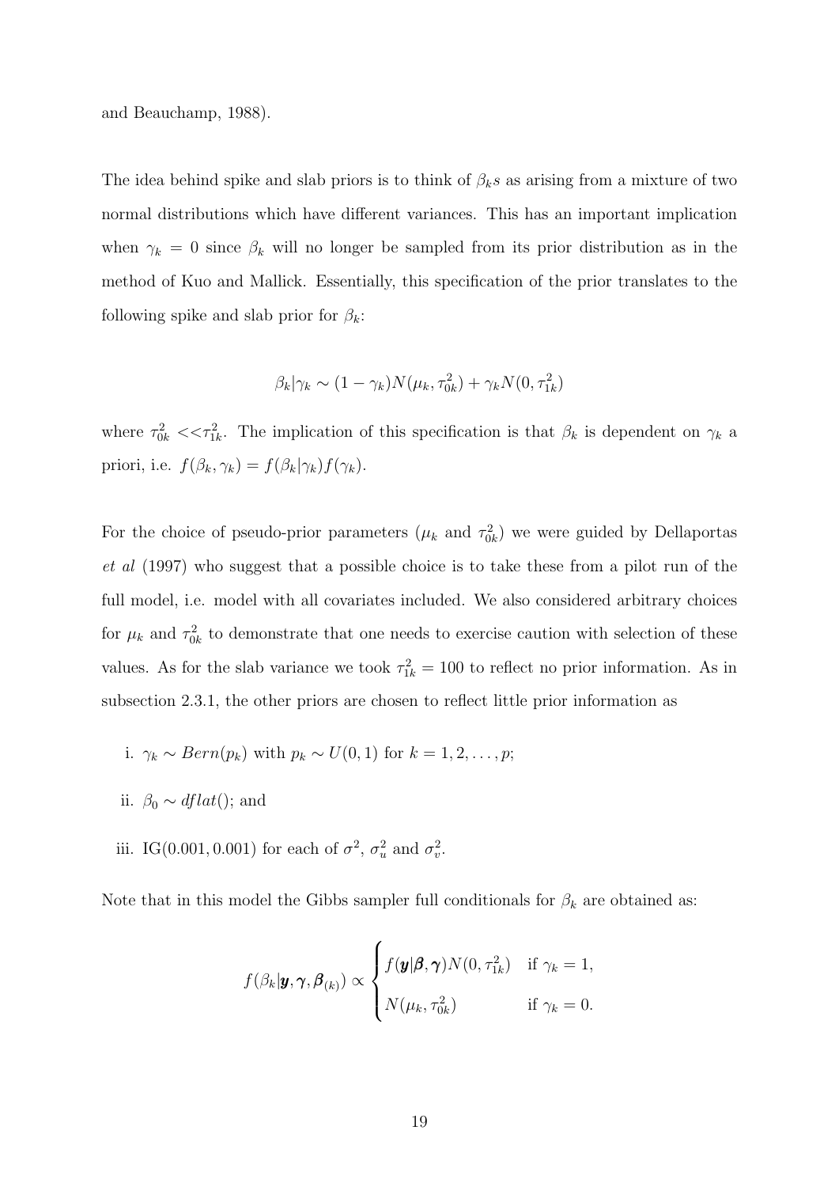and Beauchamp, 1988).

The idea behind spike and slab priors is to think of $\beta_k s$ as arising from a mixture of two normal distributions which have different variances. This has an important implication when $\gamma_k = 0$ since $\beta_k$ will no longer be sampled from its prior distribution as in the method of Kuo and Mallick. Essentially, this specification of the prior translates to the following spike and slab prior for $\beta_k$:

$$\beta_k|\gamma_k \sim (1-\gamma_k)N(\mu_k, \tau_{0k}^2) + \gamma_k N(0, \tau_{1k}^2)$$

where $\tau_{0k}^2 << \tau_{1k}^2$. The implication of this specification is that $\beta_k$ is dependent on $\gamma_k$ a priori, i.e. $f(\beta_k, \gamma_k) = f(\beta_k|\gamma_k)f(\gamma_k)$.

For the choice of pseudo-prior parameters ($\mu_k$ and $\tau_{0k}^2$) we were guided by Dellaportas *et al* (1997) who suggest that a possible choice is to take these from a pilot run of the full model, i.e. model with all covariates included. We also considered arbitrary choices for $\mu_k$ and $\tau_{0k}^2$ to demonstrate that one needs to exercise caution with selection of these values. As for the slab variance we took $\tau_{1k}^2 = 100$ to reflect no prior information. As in subsection 2.3.1, the other priors are chosen to reflect little prior information as

i. $\gamma_k \sim Bern(p_k)$ with $p_k \sim U(0, 1)$ for $k = 1, 2, \ldots, p$;

ii. $\beta_0 \sim dflat()$; and

iii. IG$(0.001, 0.001)$ for each of $\sigma^2$, $\sigma_u^2$ and $\sigma_v^2$.

Note that in this model the Gibbs sampler full conditionals for $\beta_k$ are obtained as:

$$f(\beta_k|\boldsymbol{y}, \boldsymbol{\gamma}, \boldsymbol{\beta}_{(k)}) \propto \begin{cases} f(\boldsymbol{y}|\boldsymbol{\beta}, \boldsymbol{\gamma})N(0, \tau_{1k}^2) & \text{if } \gamma_k = 1, \\ N(\mu_k, \tau_{0k}^2) & \text{if } \gamma_k = 0. \end{cases}$$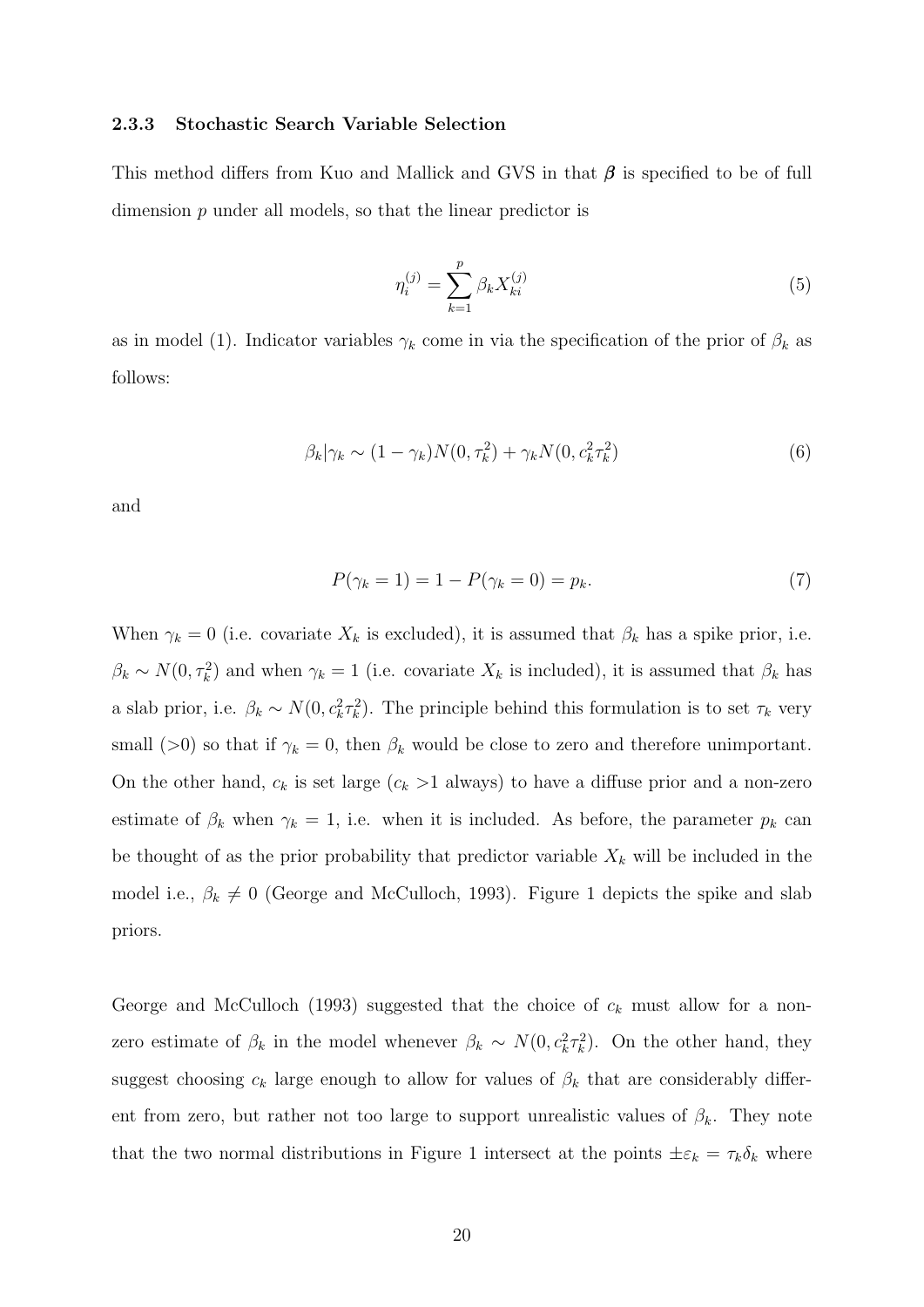### 2.3.3 Stochastic Search Variable Selection

This method differs from Kuo and Mallick and GVS in that $\boldsymbol{\beta}$ is specified to be of full dimension $p$ under all models, so that the linear predictor is

$$\eta_i^{(j)} = \sum_{k=1}^{p} \beta_k X_{ki}^{(j)} \tag{5}$$

as in model (1). Indicator variables $\gamma_k$ come in via the specification of the prior of $\beta_k$ as follows:

$$\beta_k|\gamma_k \sim (1-\gamma_k)N(0, \tau_k^2) + \gamma_k N(0, c_k^2\tau_k^2) \tag{6}$$

and

$$P(\gamma_k = 1) = 1 - P(\gamma_k = 0) = p_k. \tag{7}$$

When $\gamma_k = 0$ (i.e. covariate $X_k$ is excluded), it is assumed that $\beta_k$ has a spike prior, i.e. $\beta_k \sim N(0, \tau_k^2)$ and when $\gamma_k = 1$ (i.e. covariate $X_k$ is included), it is assumed that $\beta_k$ has a slab prior, i.e. $\beta_k \sim N(0, c_k^2\tau_k^2)$. The principle behind this formulation is to set $\tau_k$ very small (>0) so that if $\gamma_k = 0$, then $\beta_k$ would be close to zero and therefore unimportant. On the other hand, $c_k$ is set large ($c_k$ >1 always) to have a diffuse prior and a non-zero estimate of $\beta_k$ when $\gamma_k = 1$, i.e. when it is included. As before, the parameter $p_k$ can be thought of as the prior probability that predictor variable $X_k$ will be included in the model i.e., $\beta_k \neq 0$ (George and McCulloch, 1993). Figure 1 depicts the spike and slab priors.

George and McCulloch (1993) suggested that the choice of $c_k$ must allow for a non-zero estimate of $\beta_k$ in the model whenever $\beta_k \sim N(0, c_k^2\tau_k^2)$. On the other hand, they suggest choosing $c_k$ large enough to allow for values of $\beta_k$ that are considerably different from zero, but rather not too large to support unrealistic values of $\beta_k$. They note that the two normal distributions in Figure 1 intersect at the points $\pm\varepsilon_k = \tau_k\delta_k$ where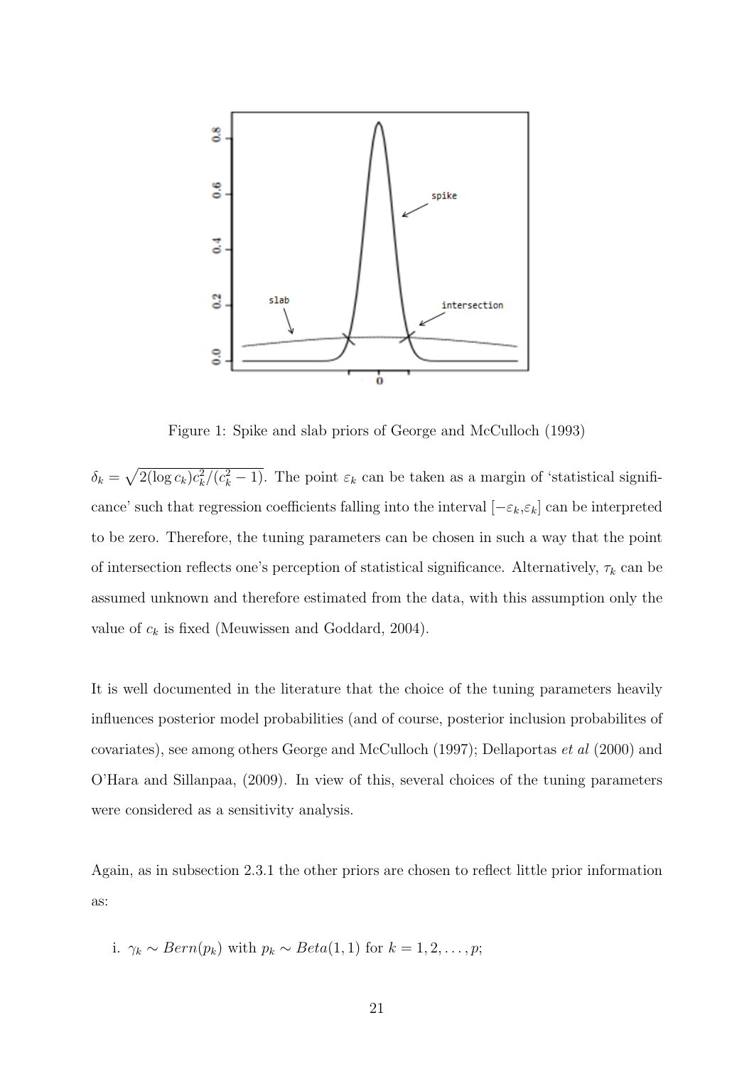Figure 1: Spike and slab priors of George and McCulloch (1993)

$\delta_k = \sqrt{2(\log c_k)c_k^2/(c_k^2-1)}$. The point $\varepsilon_k$ can be taken as a margin of 'statistical significance' such that regression coefficients falling into the interval $[-\varepsilon_k, \varepsilon_k]$ can be interpreted to be zero. Therefore, the tuning parameters can be chosen in such a way that the point of intersection reflects one's perception of statistical significance. Alternatively, $\tau_k$ can be assumed unknown and therefore estimated from the data, with this assumption only the value of $c_k$ is fixed (Meuwissen and Goddard, 2004).

It is well documented in the literature that the choice of the tuning parameters heavily influences posterior model probabilities (and of course, posterior inclusion probabilites of covariates), see among others George and McCulloch (1997); Dellaportas *et al* (2000) and O'Hara and Sillanpaa, (2009). In view of this, several choices of the tuning parameters were considered as a sensitivity analysis.

Again, as in subsection 2.3.1 the other priors are chosen to reflect little prior information as:

i. $\gamma_k \sim Bern(p_k)$ with $p_k \sim Beta(1, 1)$ for $k = 1, 2, \ldots, p$;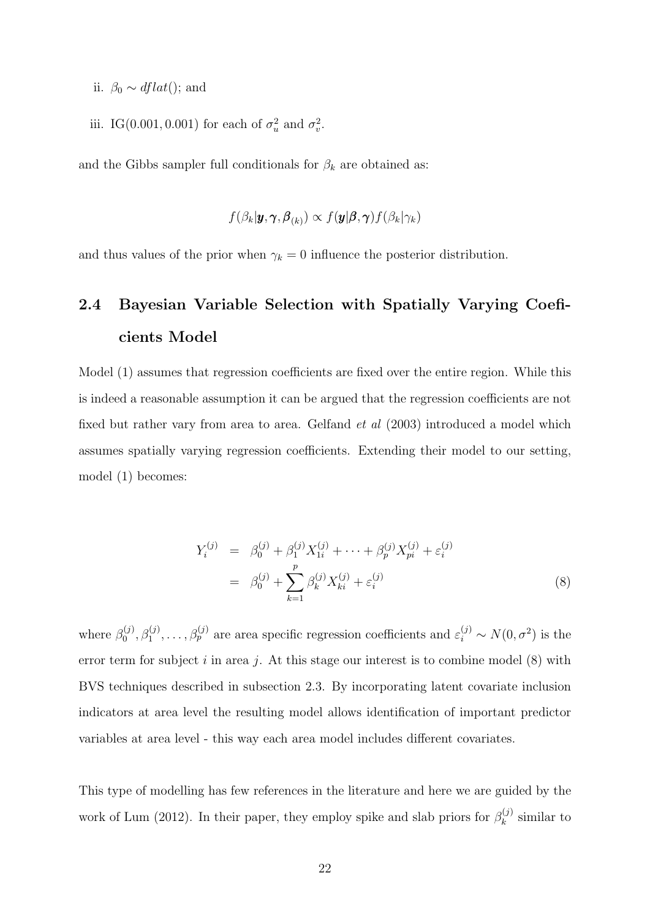ii. $\beta_0 \sim dflat()$; and

iii. IG$(0.001, 0.001)$ for each of $\sigma_u^2$ and $\sigma_v^2$.

and the Gibbs sampler full conditionals for $\beta_k$ are obtained as:

$$f(\beta_k|\boldsymbol{y}, \boldsymbol{\gamma}, \boldsymbol{\beta}_{(k)}) \propto f(\boldsymbol{y}|\boldsymbol{\beta}, \boldsymbol{\gamma}) f(\beta_k|\gamma_k)$$

and thus values of the prior when $\gamma_k = 0$ influence the posterior distribution.

## 2.4 Bayesian Variable Selection with Spatially Varying Coefficients Model

Model (1) assumes that regression coefficients are fixed over the entire region. While this is indeed a reasonable assumption it can be argued that the regression coefficients are not fixed but rather vary from area to area. Gelfand *et al* (2003) introduced a model which assumes spatially varying regression coefficients. Extending their model to our setting, model (1) becomes:

$$\begin{aligned} Y_i^{(j)} &= \beta_0^{(j)} + \beta_1^{(j)} X_{1i}^{(j)} + \cdots + \beta_p^{(j)} X_{pi}^{(j)} + \varepsilon_i^{(j)} \\ &= \beta_0^{(j)} + \sum_{k=1}^{p} \beta_k^{(j)} X_{ki}^{(j)} + \varepsilon_i^{(j)} \end{aligned} \tag{8}$$

where $\beta_0^{(j)}, \beta_1^{(j)}, \ldots, \beta_p^{(j)}$ are area specific regression coefficients and $\varepsilon_i^{(j)} \sim N(0, \sigma^2)$ is the error term for subject $i$ in area $j$. At this stage our interest is to combine model (8) with BVS techniques described in subsection 2.3. By incorporating latent covariate inclusion indicators at area level the resulting model allows identification of important predictor variables at area level - this way each area model includes different covariates.

This type of modelling has few references in the literature and here we are guided by the work of Lum (2012). In their paper, they employ spike and slab priors for $\beta_k^{(j)}$ similar to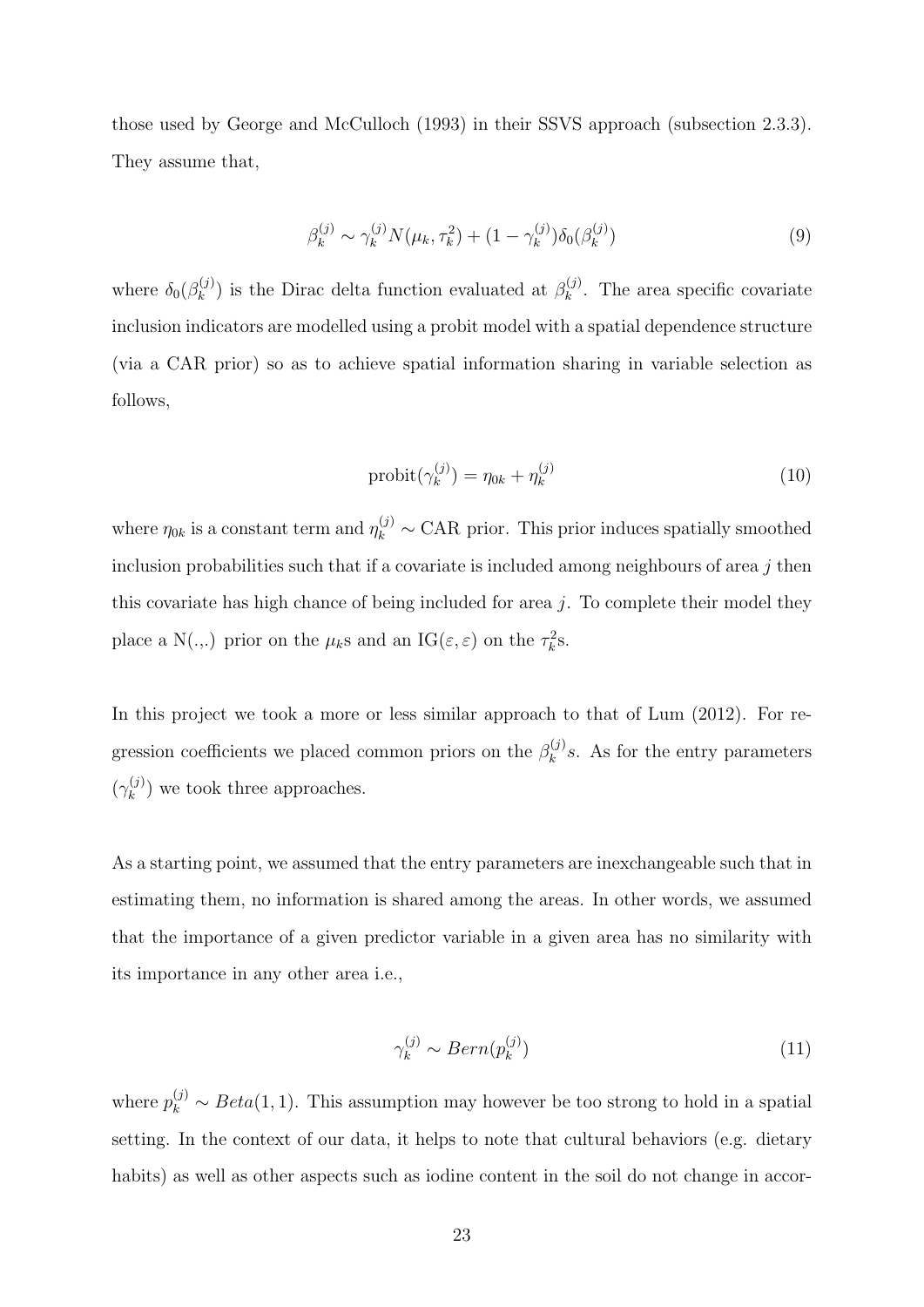those used by George and McCulloch (1993) in their SSVS approach (subsection 2.3.3). They assume that,

$$\beta_k^{(j)} \sim \gamma_k^{(j)} N(\mu_k, \tau_k^2) + (1 - \gamma_k^{(j)}) \delta_0(\beta_k^{(j)}) \tag{9}$$

where $\delta_0(\beta_k^{(j)})$ is the Dirac delta function evaluated at $\beta_k^{(j)}$. The area specific covariate inclusion indicators are modelled using a probit model with a spatial dependence structure (via a CAR prior) so as to achieve spatial information sharing in variable selection as follows,

$$\text{probit}(\gamma_k^{(j)}) = \eta_{0k} + \eta_k^{(j)} \tag{10}$$

where $\eta_{0k}$ is a constant term and $\eta_k^{(j)} \sim$ CAR prior. This prior induces spatially smoothed inclusion probabilities such that if a covariate is included among neighbours of area $j$ then this covariate has high chance of being included for area $j$. To complete their model they place a N(.,.) prior on the $\mu_k$s and an IG$(\varepsilon, \varepsilon)$ on the $\tau_k^2$s.

In this project we took a more or less similar approach to that of Lum (2012). For regression coefficients we placed common priors on the $\beta_k^{(j)}s$. As for the entry parameters $(\gamma_k^{(j)})$ we took three approaches.

As a starting point, we assumed that the entry parameters are inexchangeable such that in estimating them, no information is shared among the areas. In other words, we assumed that the importance of a given predictor variable in a given area has no similarity with its importance in any other area i.e.,

$$\gamma_k^{(j)} \sim Bern(p_k^{(j)}) \tag{11}$$

where $p_k^{(j)} \sim Beta(1, 1)$. This assumption may however be too strong to hold in a spatial setting. In the context of our data, it helps to note that cultural behaviors (e.g. dietary habits) as well as other aspects such as iodine content in the soil do not change in accor-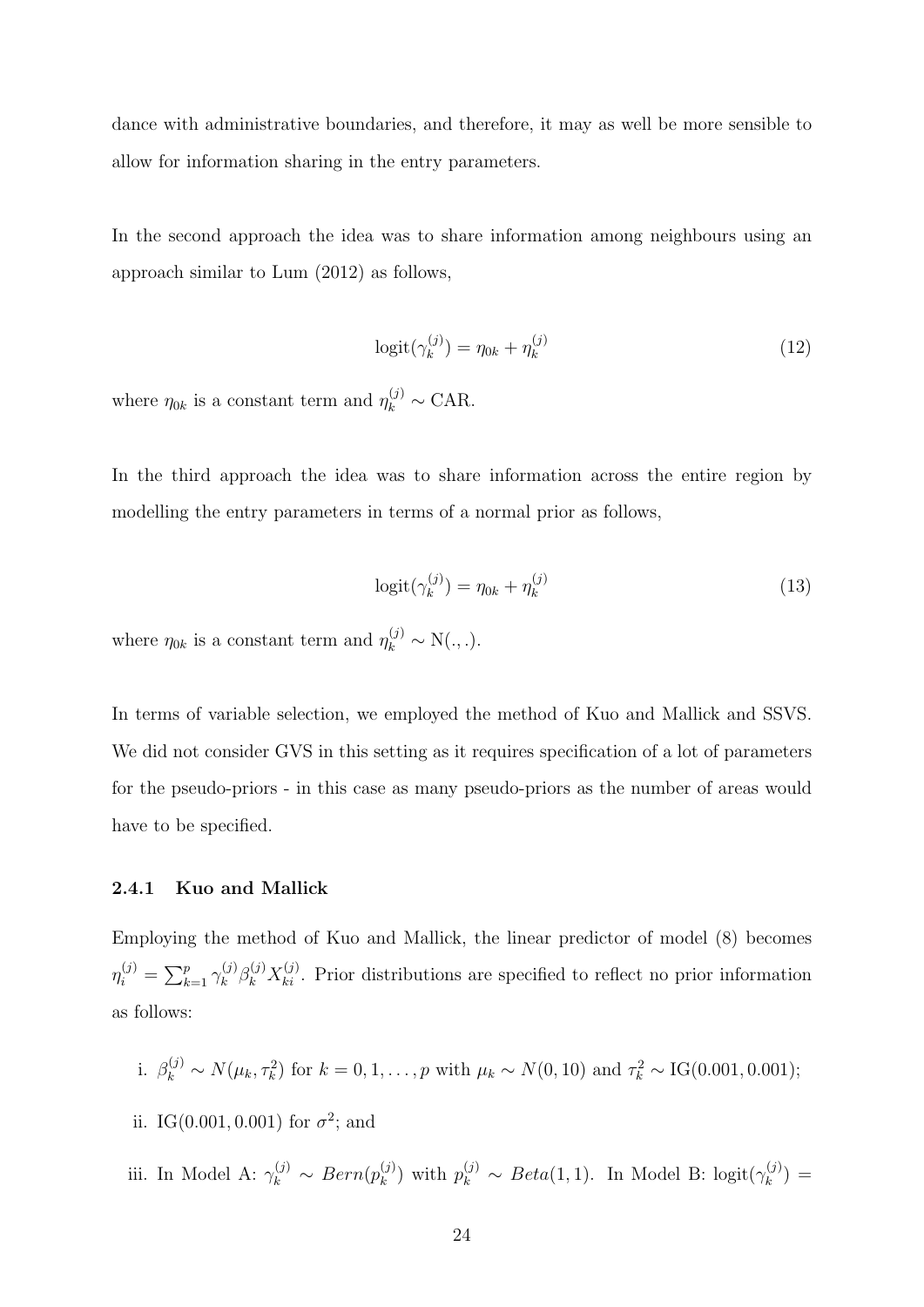dance with administrative boundaries, and therefore, it may as well be more sensible to allow for information sharing in the entry parameters.

In the second approach the idea was to share information among neighbours using an approach similar to Lum (2012) as follows,

$$\text{logit}(\gamma_k^{(j)}) = \eta_{0k} + \eta_k^{(j)} \tag{12}$$

where $\eta_{0k}$ is a constant term and $\eta_k^{(j)} \sim \text{CAR}$.

In the third approach the idea was to share information across the entire region by modelling the entry parameters in terms of a normal prior as follows,

$$\text{logit}(\gamma_k^{(j)}) = \eta_{0k} + \eta_k^{(j)} \tag{13}$$

where $\eta_{0k}$ is a constant term and $\eta_k^{(j)} \sim \text{N}(.,.)$.

In terms of variable selection, we employed the method of Kuo and Mallick and SSVS. We did not consider GVS in this setting as it requires specification of a lot of parameters for the pseudo-priors - in this case as many pseudo-priors as the number of areas would have to be specified.

### 2.4.1 Kuo and Mallick

Employing the method of Kuo and Mallick, the linear predictor of model (8) becomes $\eta_i^{(j)} = \sum_{k=1}^{p} \gamma_k^{(j)} \beta_k^{(j)} X_{ki}^{(j)}$. Prior distributions are specified to reflect no prior information as follows:

i. $\beta_k^{(j)} \sim N(\mu_k, \tau_k^2)$ for $k = 0, 1, \ldots, p$ with $\mu_k \sim N(0, 10)$ and $\tau_k^2 \sim \text{IG}(0.001, 0.001)$;

ii. $\text{IG}(0.001, 0.001)$ for $\sigma^2$; and

iii. In Model A: $\gamma_k^{(j)} \sim Bern(p_k^{(j)})$ with $p_k^{(j)} \sim Beta(1, 1)$. In Model B: $\text{logit}(\gamma_k^{(j)}) =$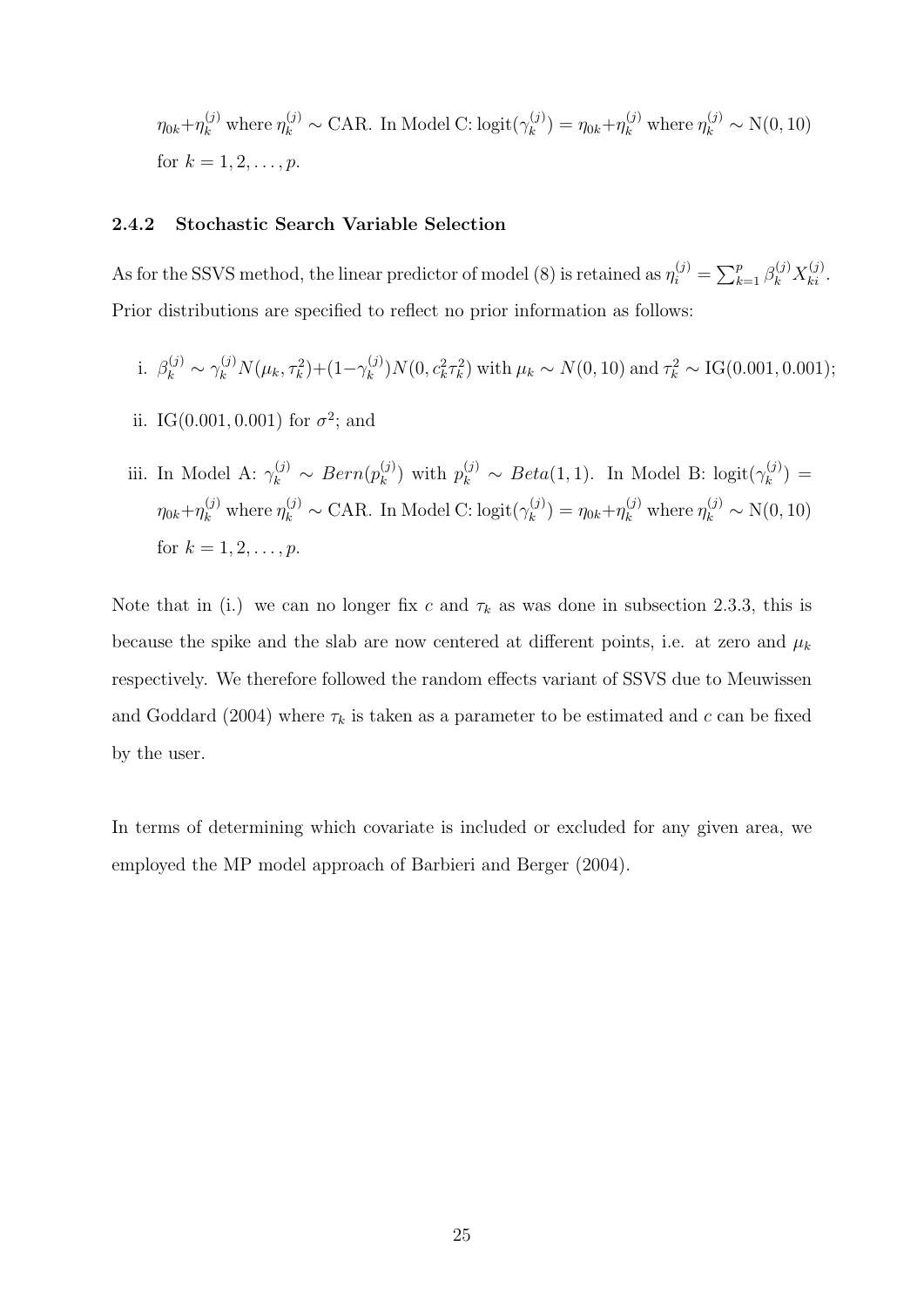$\eta_{0k}+\eta_k^{(j)}$ where $\eta_k^{(j)} \sim$ CAR. In Model C: $\text{logit}(\gamma_k^{(j)}) = \eta_{0k}+\eta_k^{(j)}$ where $\eta_k^{(j)} \sim \text{N}(0, 10)$ for $k = 1, 2, \ldots, p$.

### 2.4.2 Stochastic Search Variable Selection

As for the SSVS method, the linear predictor of model (8) is retained as $\eta_i^{(j)} = \sum_{k=1}^{p} \beta_k^{(j)} X_{ki}^{(j)}$. Prior distributions are specified to reflect no prior information as follows:

i. $\beta_k^{(j)} \sim \gamma_k^{(j)} N(\mu_k, \tau_k^2) + (1-\gamma_k^{(j)}) N(0, c_k^2 \tau_k^2)$ with $\mu_k \sim N(0, 10)$ and $\tau_k^2 \sim \text{IG}(0.001, 0.001)$;

ii. $\text{IG}(0.001, 0.001)$ for $\sigma^2$; and

iii. In Model A: $\gamma_k^{(j)} \sim Bern(p_k^{(j)})$ with $p_k^{(j)} \sim Beta(1, 1)$. In Model B: $\text{logit}(\gamma_k^{(j)}) = \eta_{0k}+\eta_k^{(j)}$ where $\eta_k^{(j)} \sim$ CAR. In Model C: $\text{logit}(\gamma_k^{(j)}) = \eta_{0k}+\eta_k^{(j)}$ where $\eta_k^{(j)} \sim \text{N}(0, 10)$ for $k = 1, 2, \ldots, p$.

Note that in (i.) we can no longer fix $c$ and $\tau_k$ as was done in subsection 2.3.3, this is because the spike and the slab are now centered at different points, i.e. at zero and $\mu_k$ respectively. We therefore followed the random effects variant of SSVS due to Meuwissen and Goddard (2004) where $\tau_k$ is taken as a parameter to be estimated and $c$ can be fixed by the user.

In terms of determining which covariate is included or excluded for any given area, we employed the MP model approach of Barbieri and Berger (2004).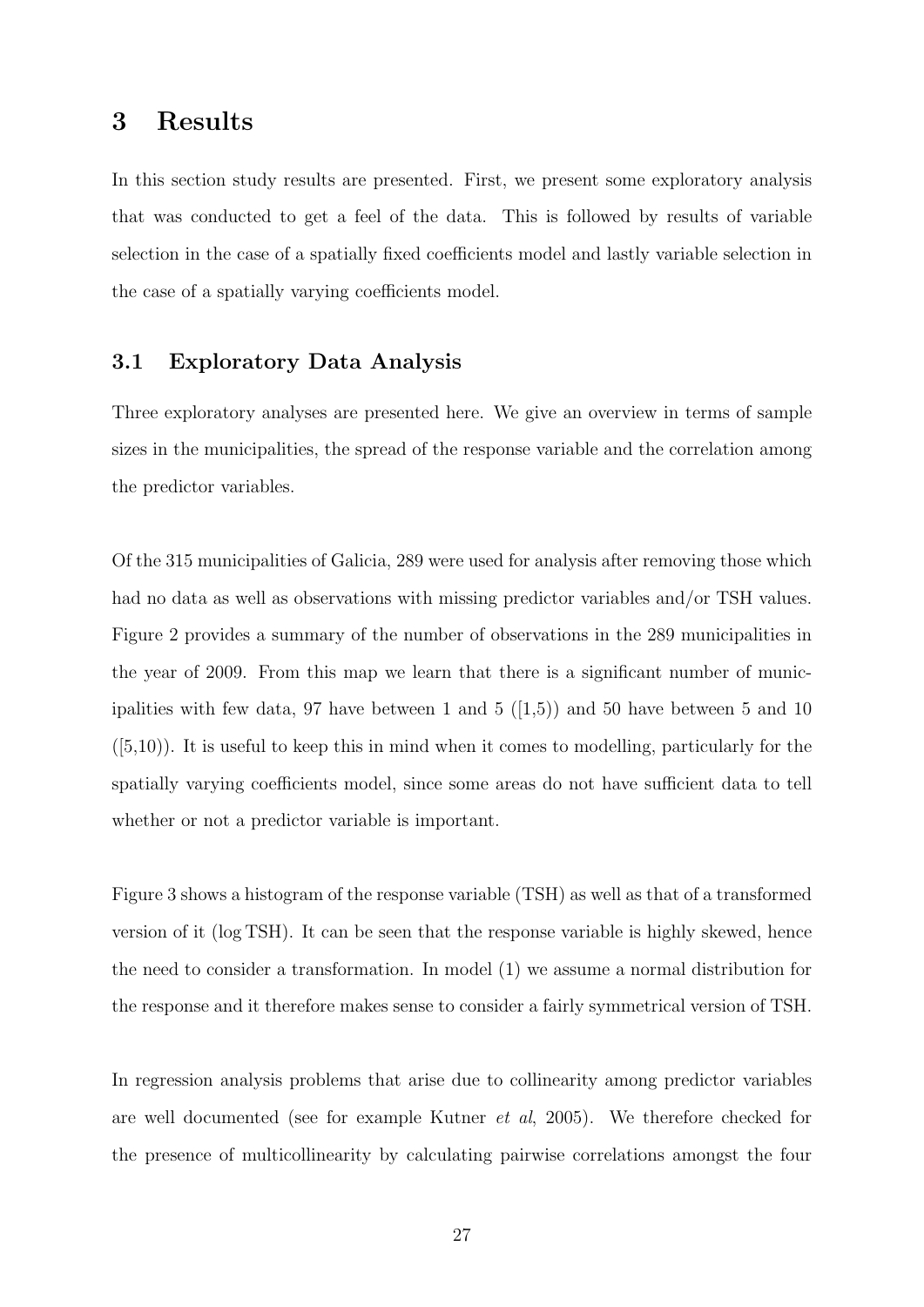# 3 Results

In this section study results are presented. First, we present some exploratory analysis that was conducted to get a feel of the data. This is followed by results of variable selection in the case of a spatially fixed coefficients model and lastly variable selection in the case of a spatially varying coefficients model.

## 3.1 Exploratory Data Analysis

Three exploratory analyses are presented here. We give an overview in terms of sample sizes in the municipalities, the spread of the response variable and the correlation among the predictor variables.

Of the 315 municipalities of Galicia, 289 were used for analysis after removing those which had no data as well as observations with missing predictor variables and/or TSH values. Figure 2 provides a summary of the number of observations in the 289 municipalities in the year of 2009. From this map we learn that there is a significant number of municipalities with few data, 97 have between 1 and 5 ([1,5)) and 50 have between 5 and 10 ([5,10)). It is useful to keep this in mind when it comes to modelling, particularly for the spatially varying coefficients model, since some areas do not have sufficient data to tell whether or not a predictor variable is important.

Figure 3 shows a histogram of the response variable (TSH) as well as that of a transformed version of it ($\log$ TSH). It can be seen that the response variable is highly skewed, hence the need to consider a transformation. In model (1) we assume a normal distribution for the response and it therefore makes sense to consider a fairly symmetrical version of TSH.

In regression analysis problems that arise due to collinearity among predictor variables are well documented (see for example Kutner *et al*, 2005). We therefore checked for the presence of multicollinearity by calculating pairwise correlations amongst the four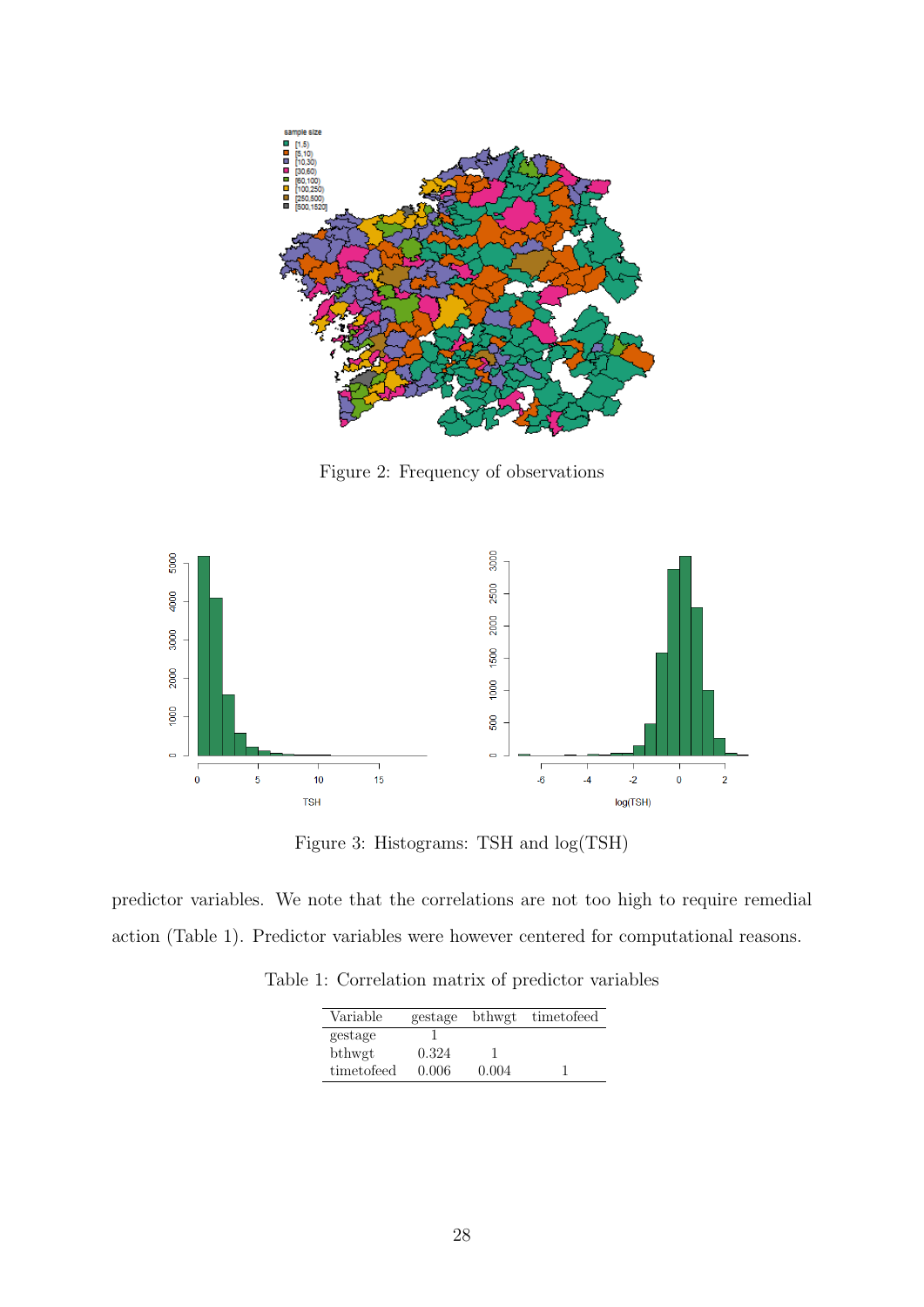Figure 2: Frequency of observations

Figure 3: Histograms: TSH and log(TSH)

predictor variables. We note that the correlations are not too high to require remedial action (Table 1). Predictor variables were however centered for computational reasons.

Table 1: Correlation matrix of predictor variables

| Variable | gestage | bthwgt | timetofeed |
|---|---|---|---|
| gestage | 1 | | |
| bthwgt | 0.324 | 1 | |
| timetofeed | 0.006 | 0.004 | 1 |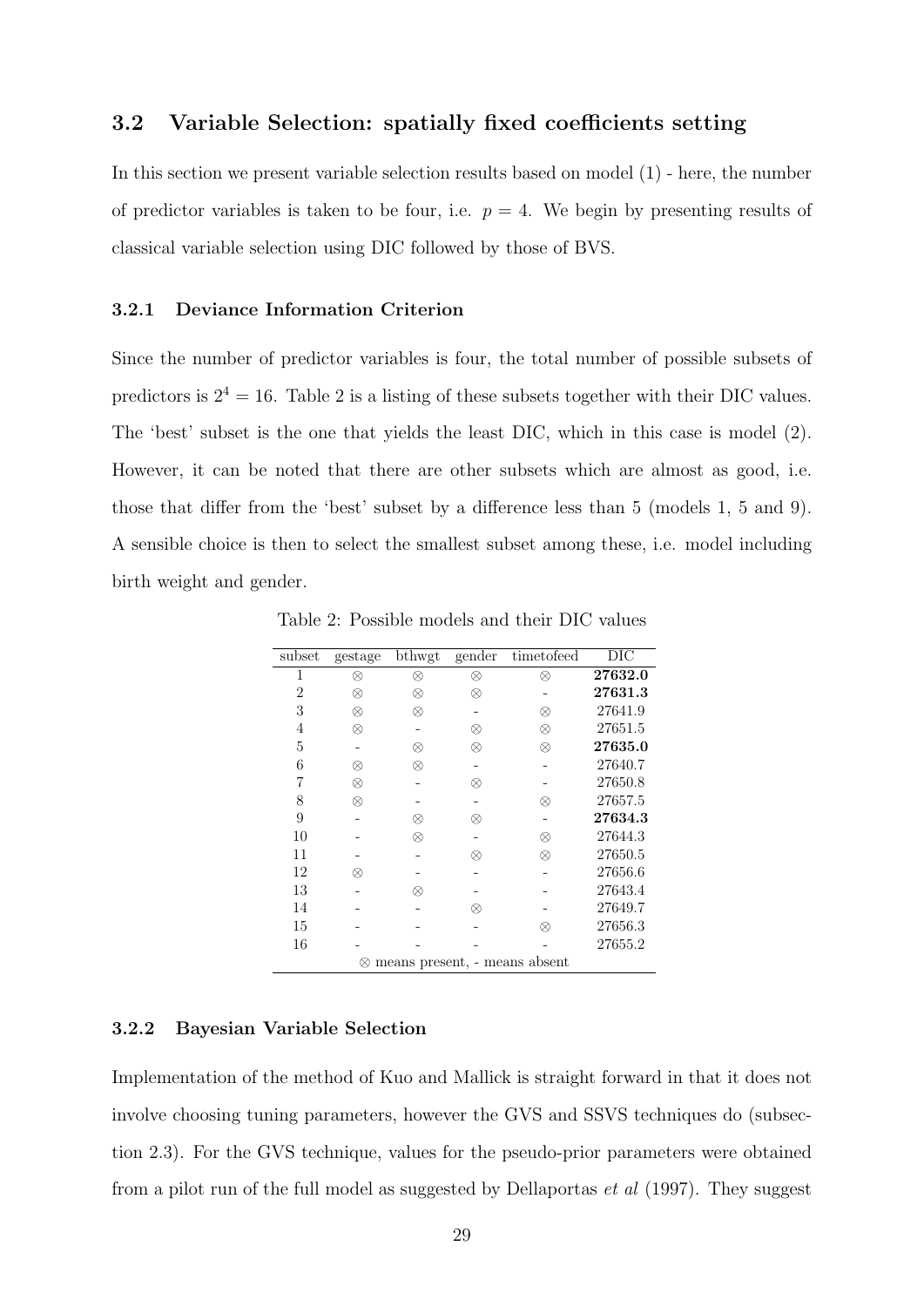### 3.2 Variable Selection: spatially fixed coefficients setting

In this section we present variable selection results based on model (1) - here, the number of predictor variables is taken to be four, i.e. $p = 4$. We begin by presenting results of classical variable selection using DIC followed by those of BVS.

#### 3.2.1 Deviance Information Criterion

Since the number of predictor variables is four, the total number of possible subsets of predictors is $2^4 = 16$. Table 2 is a listing of these subsets together with their DIC values. The 'best' subset is the one that yields the least DIC, which in this case is model (2). However, it can be noted that there are other subsets which are almost as good, i.e. those that differ from the 'best' subset by a difference less than 5 (models 1, 5 and 9). A sensible choice is then to select the smallest subset among these, i.e. model including birth weight and gender.

Table 2: Possible models and their DIC values

| subset | gestage | bthwgt | gender | timetofeed | DIC |
|---|---|---|---|---|---|
| 1 | ⊗ | ⊗ | ⊗ | ⊗ | **27632.0** |
| 2 | ⊗ | ⊗ | ⊗ | - | **27631.3** |
| 3 | ⊗ | ⊗ | - | ⊗ | 27641.9 |
| 4 | ⊗ | - | ⊗ | ⊗ | 27651.5 |
| 5 | - | ⊗ | ⊗ | ⊗ | **27635.0** |
| 6 | ⊗ | ⊗ | - | - | 27640.7 |
| 7 | ⊗ | - | ⊗ | - | 27650.8 |
| 8 | ⊗ | - | - | ⊗ | 27657.5 |
| 9 | - | ⊗ | ⊗ | - | **27634.3** |
| 10 | - | ⊗ | - | ⊗ | 27644.3 |
| 11 | - | - | ⊗ | ⊗ | 27650.5 |
| 12 | ⊗ | - | - | - | 27656.6 |
| 13 | - | ⊗ | - | - | 27643.4 |
| 14 | - | - | ⊗ | - | 27649.7 |
| 15 | - | - | - | ⊗ | 27656.3 |
| 16 | - | - | - | - | 27655.2 |

⊗ means present, - means absent

#### 3.2.2 Bayesian Variable Selection

Implementation of the method of Kuo and Mallick is straight forward in that it does not involve choosing tuning parameters, however the GVS and SSVS techniques do (subsection 2.3). For the GVS technique, values for the pseudo-prior parameters were obtained from a pilot run of the full model as suggested by Dellaportas *et al* (1997). They suggest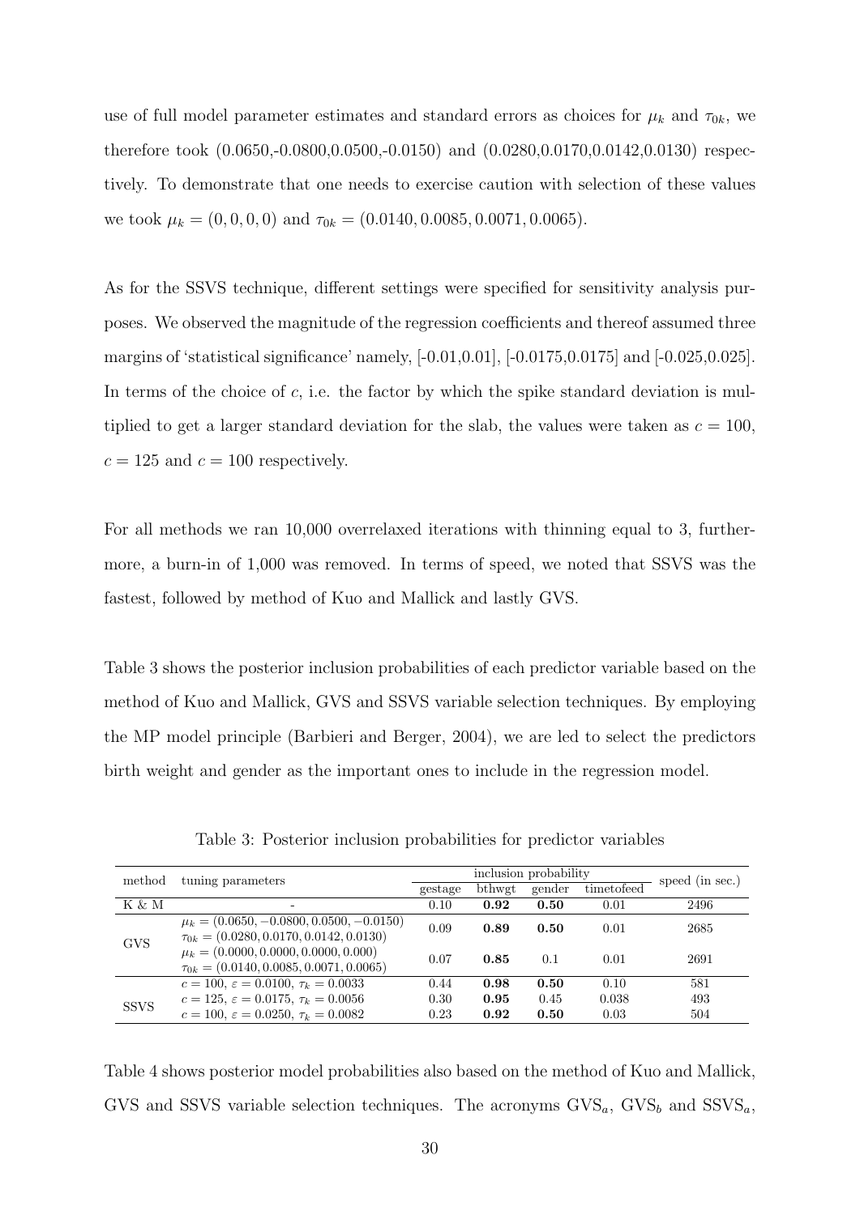use of full model parameter estimates and standard errors as choices for $\mu_k$ and $\tau_{0k}$, we therefore took (0.0650,-0.0800,0.0500,-0.0150) and (0.0280,0.0170,0.0142,0.0130) respectively. To demonstrate that one needs to exercise caution with selection of these values we took $\mu_k = (0, 0, 0, 0)$ and $\tau_{0k} = (0.0140, 0.0085, 0.0071, 0.0065)$.

As for the SSVS technique, different settings were specified for sensitivity analysis purposes. We observed the magnitude of the regression coefficients and thereof assumed three margins of 'statistical significance' namely, [-0.01,0.01], [-0.0175,0.0175] and [-0.025,0.025]. In terms of the choice of $c$, i.e. the factor by which the spike standard deviation is multiplied to get a larger standard deviation for the slab, the values were taken as $c = 100$, $c = 125$ and $c = 100$ respectively.

For all methods we ran 10,000 overrelaxed iterations with thinning equal to 3, furthermore, a burn-in of 1,000 was removed. In terms of speed, we noted that SSVS was the fastest, followed by method of Kuo and Mallick and lastly GVS.

Table 3 shows the posterior inclusion probabilities of each predictor variable based on the method of Kuo and Mallick, GVS and SSVS variable selection techniques. By employing the MP model principle (Barbieri and Berger, 2004), we are led to select the predictors birth weight and gender as the important ones to include in the regression model.

Table 3: Posterior inclusion probabilities for predictor variables

| method | tuning parameters | inclusion probability | | | | speed (in sec.) |
|---|---|---|---|---|---|---|
| | | gestage | bthwgt | gender | timetofeed | |
| K & M | - | 0.10 | **0.92** | **0.50** | 0.01 | 2496 |
| GVS | $\mu_k = (0.0650, -0.0800, 0.0500, -0.0150)$ $\tau_{0k} = (0.0280, 0.0170, 0.0142, 0.0130)$ | 0.09 | **0.89** | **0.50** | 0.01 | 2685 |
| | $\mu_k = (0.0000, 0.0000, 0.0000, 0.000)$ $\tau_{0k} = (0.0140, 0.0085, 0.0071, 0.0065)$ | 0.07 | **0.85** | 0.1 | 0.01 | 2691 |
| SSVS | $c = 100$, $\varepsilon = 0.0100$, $\tau_k = 0.0033$ | 0.44 | **0.98** | **0.50** | 0.10 | 581 |
| | $c = 125$, $\varepsilon = 0.0175$, $\tau_k = 0.0056$ | 0.30 | **0.95** | 0.45 | 0.038 | 493 |
| | $c = 100$, $\varepsilon = 0.0250$, $\tau_k = 0.0082$ | 0.23 | **0.92** | **0.50** | 0.03 | 504 |

Table 4 shows posterior model probabilities also based on the method of Kuo and Mallick, GVS and SSVS variable selection techniques. The acronyms $\text{GVS}_a$, $\text{GVS}_b$ and $\text{SSVS}_a$,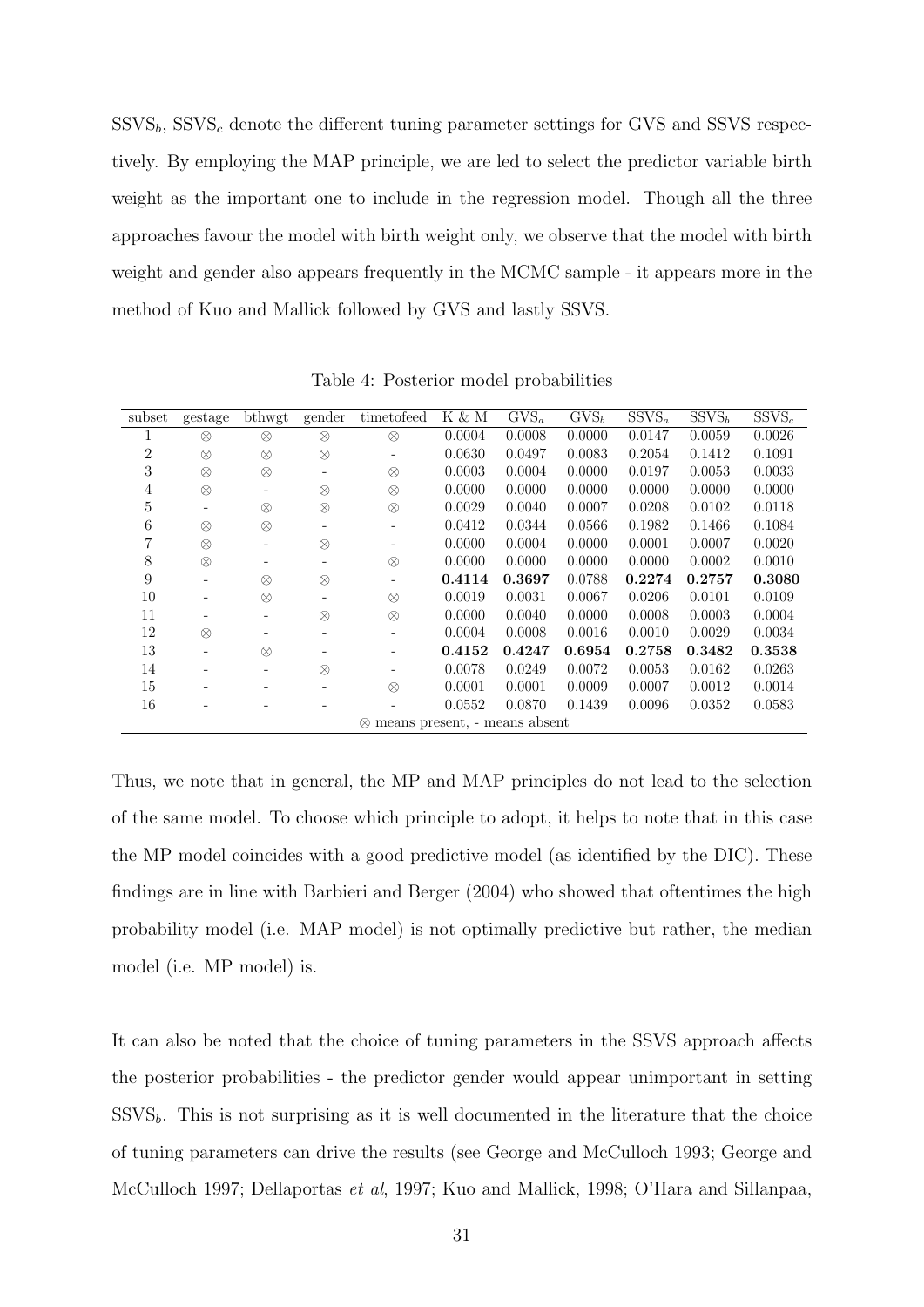$\text{SSVS}_b$, $\text{SSVS}_c$ denote the different tuning parameter settings for GVS and SSVS respectively. By employing the MAP principle, we are led to select the predictor variable birth weight as the important one to include in the regression model. Though all the three approaches favour the model with birth weight only, we observe that the model with birth weight and gender also appears frequently in the MCMC sample - it appears more in the method of Kuo and Mallick followed by GVS and lastly SSVS.

Table 4: Posterior model probabilities

| subset | gestage | bthwgt | gender | timetofeed | K & M | $\text{GVS}_a$ | $\text{GVS}_b$ | $\text{SSVS}_a$ | $\text{SSVS}_b$ | $\text{SSVS}_c$ |
|---|---|---|---|---|---|---|---|---|---|---|
| 1 | ⊗ | ⊗ | ⊗ | ⊗ | 0.0004 | 0.0008 | 0.0000 | 0.0147 | 0.0059 | 0.0026 |
| 2 | ⊗ | ⊗ | ⊗ | - | 0.0630 | 0.0497 | 0.0083 | 0.2054 | 0.1412 | 0.1091 |
| 3 | ⊗ | ⊗ | - | ⊗ | 0.0003 | 0.0004 | 0.0000 | 0.0197 | 0.0053 | 0.0033 |
| 4 | ⊗ | - | ⊗ | ⊗ | 0.0000 | 0.0000 | 0.0000 | 0.0000 | 0.0000 | 0.0000 |
| 5 | - | ⊗ | ⊗ | ⊗ | 0.0029 | 0.0040 | 0.0007 | 0.0208 | 0.0102 | 0.0118 |
| 6 | ⊗ | ⊗ | - | - | 0.0412 | 0.0344 | 0.0566 | 0.1982 | 0.1466 | 0.1084 |
| 7 | ⊗ | - | ⊗ | - | 0.0000 | 0.0004 | 0.0000 | 0.0001 | 0.0007 | 0.0020 |
| 8 | ⊗ | - | - | ⊗ | 0.0000 | 0.0000 | 0.0000 | 0.0000 | 0.0002 | 0.0010 |
| 9 | - | ⊗ | ⊗ | - | **0.4114** | **0.3697** | 0.0788 | **0.2274** | **0.2757** | **0.3080** |
| 10 | - | ⊗ | - | ⊗ | 0.0019 | 0.0031 | 0.0067 | 0.0206 | 0.0101 | 0.0109 |
| 11 | - | - | ⊗ | ⊗ | 0.0000 | 0.0040 | 0.0000 | 0.0008 | 0.0003 | 0.0004 |
| 12 | ⊗ | - | - | - | 0.0004 | 0.0008 | 0.0016 | 0.0010 | 0.0029 | 0.0034 |
| 13 | - | ⊗ | - | - | **0.4152** | **0.4247** | **0.6954** | **0.2758** | **0.3482** | **0.3538** |
| 14 | - | - | ⊗ | - | 0.0078 | 0.0249 | 0.0072 | 0.0053 | 0.0162 | 0.0263 |
| 15 | - | - | - | ⊗ | 0.0001 | 0.0001 | 0.0009 | 0.0007 | 0.0012 | 0.0014 |
| 16 | - | - | - | - | 0.0552 | 0.0870 | 0.1439 | 0.0096 | 0.0352 | 0.0583 |

⊗ means present, - means absent

Thus, we note that in general, the MP and MAP principles do not lead to the selection of the same model. To choose which principle to adopt, it helps to note that in this case the MP model coincides with a good predictive model (as identified by the DIC). These findings are in line with Barbieri and Berger (2004) who showed that oftentimes the high probability model (i.e. MAP model) is not optimally predictive but rather, the median model (i.e. MP model) is.

It can also be noted that the choice of tuning parameters in the SSVS approach affects the posterior probabilities - the predictor gender would appear unimportant in setting $\text{SSVS}_b$. This is not surprising as it is well documented in the literature that the choice of tuning parameters can drive the results (see George and McCulloch 1993; George and McCulloch 1997; Dellaportas *et al*, 1997; Kuo and Mallick, 1998; O'Hara and Sillanpaa,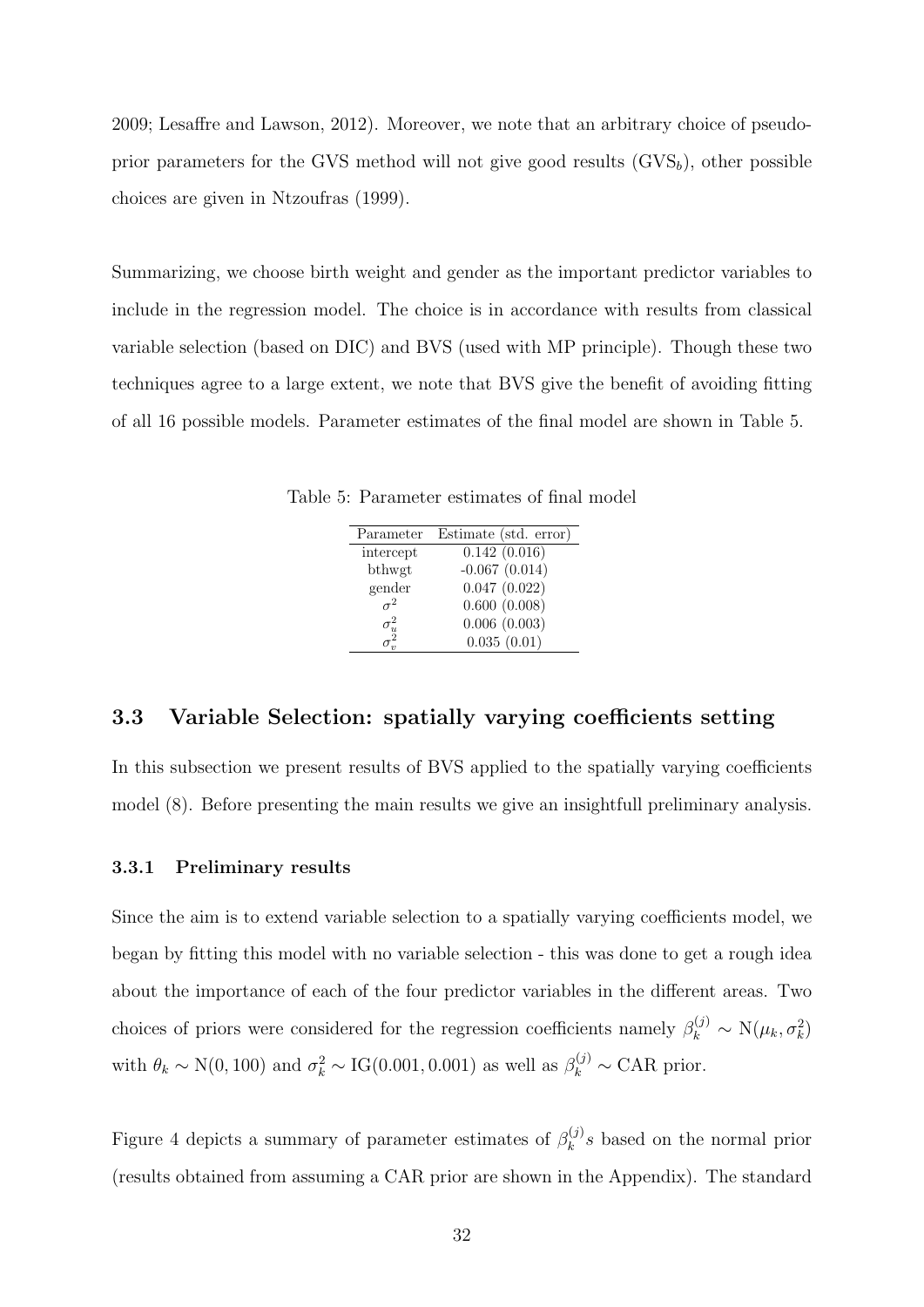2009; Lesaffre and Lawson, 2012). Moreover, we note that an arbitrary choice of pseudo-prior parameters for the GVS method will not give good results ($\text{GVS}_b$), other possible choices are given in Ntzoufras (1999).

Summarizing, we choose birth weight and gender as the important predictor variables to include in the regression model. The choice is in accordance with results from classical variable selection (based on DIC) and BVS (used with MP principle). Though these two techniques agree to a large extent, we note that BVS give the benefit of avoiding fitting of all 16 possible models. Parameter estimates of the final model are shown in Table 5.

Table 5: Parameter estimates of final model

| Parameter | Estimate (std. error) |
|---|---|
| intercept | 0.142 (0.016) |
| bthwgt | -0.067 (0.014) |
| gender | 0.047 (0.022) |
| $\sigma^2$ | 0.600 (0.008) |
| $\sigma_u^2$ | 0.006 (0.003) |
| $\sigma_v^2$ | 0.035 (0.01) |

## 3.3 Variable Selection: spatially varying coefficients setting

In this subsection we present results of BVS applied to the spatially varying coefficients model (8). Before presenting the main results we give an insightfull preliminary analysis.

### 3.3.1 Preliminary results

Since the aim is to extend variable selection to a spatially varying coefficients model, we began by fitting this model with no variable selection - this was done to get a rough idea about the importance of each of the four predictor variables in the different areas. Two choices of priors were considered for the regression coefficients namely $\beta_k^{(j)} \sim \text{N}(\mu_k, \sigma_k^2)$ with $\theta_k \sim \text{N}(0, 100)$ and $\sigma_k^2 \sim \text{IG}(0.001, 0.001)$ as well as $\beta_k^{(j)} \sim$ CAR prior.

Figure 4 depicts a summary of parameter estimates of $\beta_k^{(j)}s$ based on the normal prior (results obtained from assuming a CAR prior are shown in the Appendix). The standard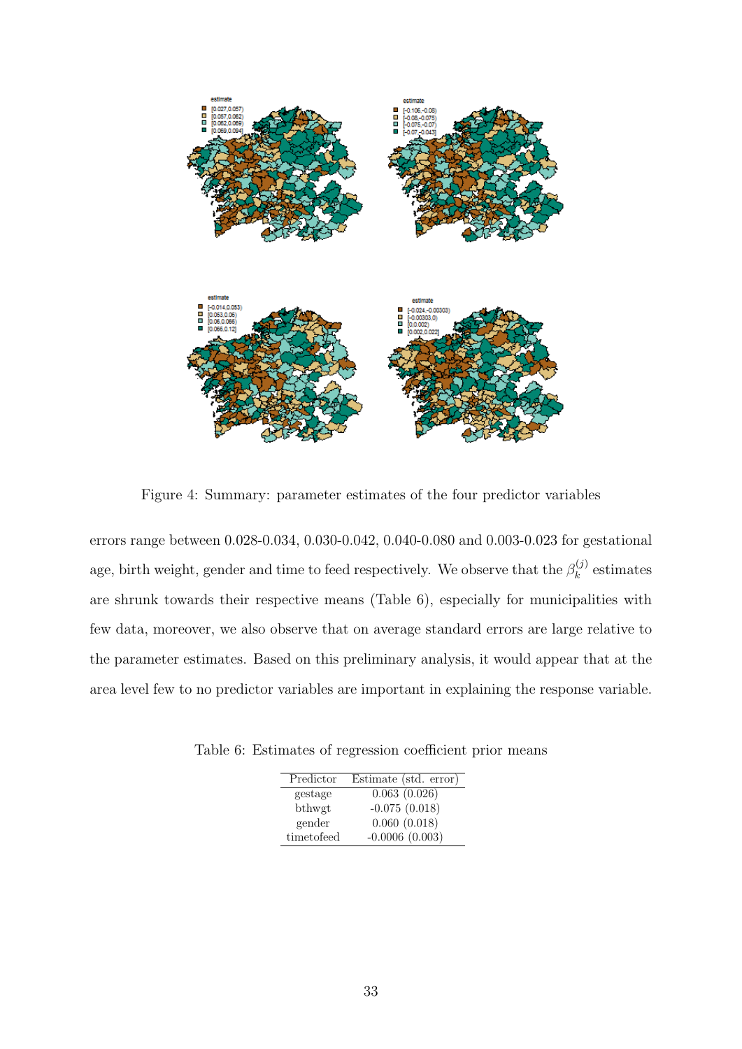Figure 4: Summary: parameter estimates of the four predictor variables

errors range between 0.028-0.034, 0.030-0.042, 0.040-0.080 and 0.003-0.023 for gestational age, birth weight, gender and time to feed respectively. We observe that the $\beta_k^{(j)}$ estimates are shrunk towards their respective means (Table 6), especially for municipalities with few data, moreover, we also observe that on average standard errors are large relative to the parameter estimates. Based on this preliminary analysis, it would appear that at the area level few to no predictor variables are important in explaining the response variable.

Table 6: Estimates of regression coefficient prior means

| Predictor | Estimate (std. error) |
|---|---|
| gestage | 0.063 (0.026) |
| bthwgt | -0.075 (0.018) |
| gender | 0.060 (0.018) |
| timetofeed | -0.0006 (0.003) |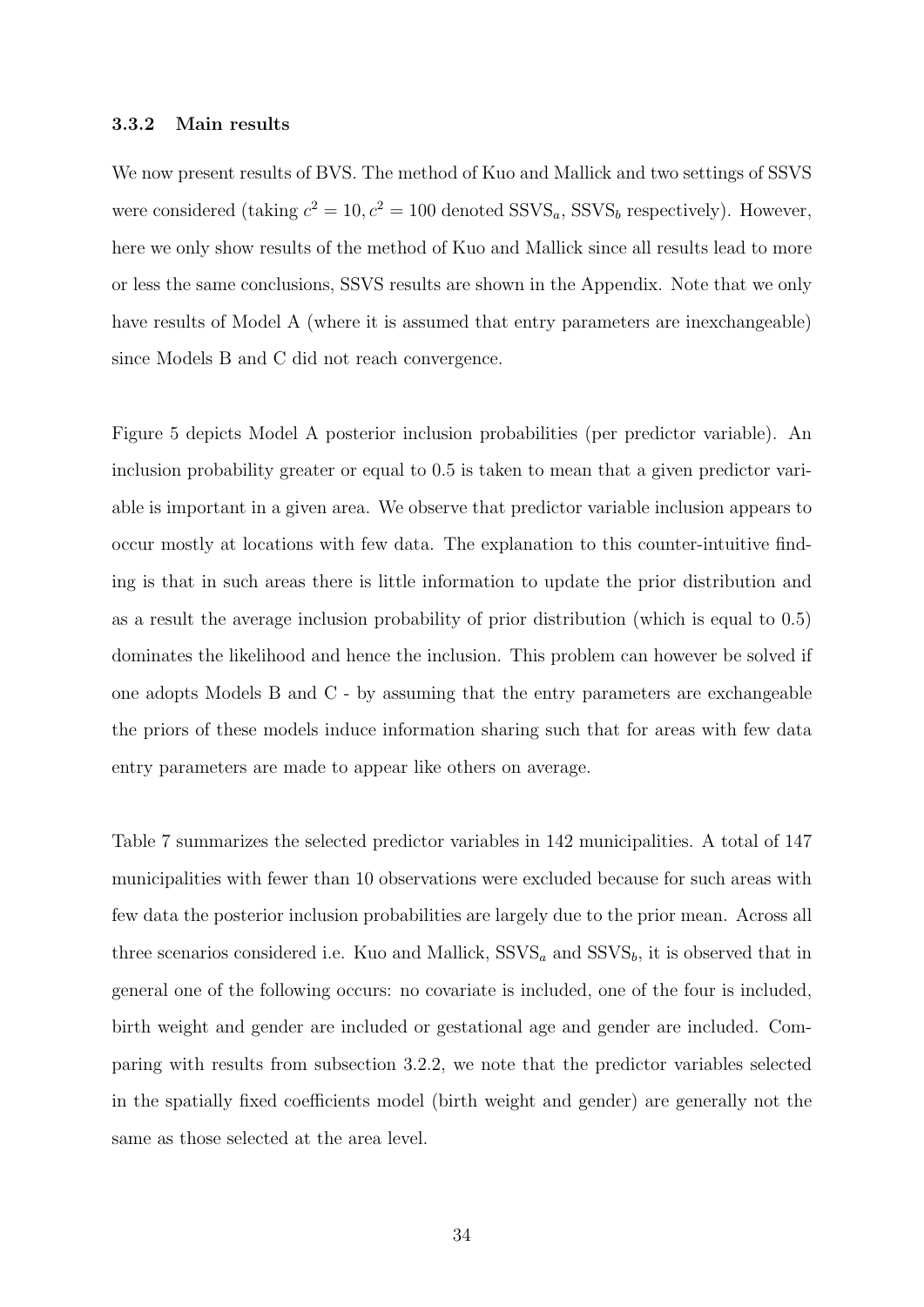### 3.3.2 Main results

We now present results of BVS. The method of Kuo and Mallick and two settings of SSVS were considered (taking $c^2 = 10, c^2 = 100$ denoted $\text{SSVS}_a$, $\text{SSVS}_b$ respectively). However, here we only show results of the method of Kuo and Mallick since all results lead to more or less the same conclusions, SSVS results are shown in the Appendix. Note that we only have results of Model A (where it is assumed that entry parameters are inexchangeable) since Models B and C did not reach convergence.

Figure 5 depicts Model A posterior inclusion probabilities (per predictor variable). An inclusion probability greater or equal to 0.5 is taken to mean that a given predictor variable is important in a given area. We observe that predictor variable inclusion appears to occur mostly at locations with few data. The explanation to this counter-intuitive finding is that in such areas there is little information to update the prior distribution and as a result the average inclusion probability of prior distribution (which is equal to 0.5) dominates the likelihood and hence the inclusion. This problem can however be solved if one adopts Models B and C - by assuming that the entry parameters are exchangeable the priors of these models induce information sharing such that for areas with few data entry parameters are made to appear like others on average.

Table 7 summarizes the selected predictor variables in 142 municipalities. A total of 147 municipalities with fewer than 10 observations were excluded because for such areas with few data the posterior inclusion probabilities are largely due to the prior mean. Across all three scenarios considered i.e. Kuo and Mallick, $\text{SSVS}_a$ and $\text{SSVS}_b$, it is observed that in general one of the following occurs: no covariate is included, one of the four is included, birth weight and gender are included or gestational age and gender are included. Comparing with results from subsection 3.2.2, we note that the predictor variables selected in the spatially fixed coefficients model (birth weight and gender) are generally not the same as those selected at the area level.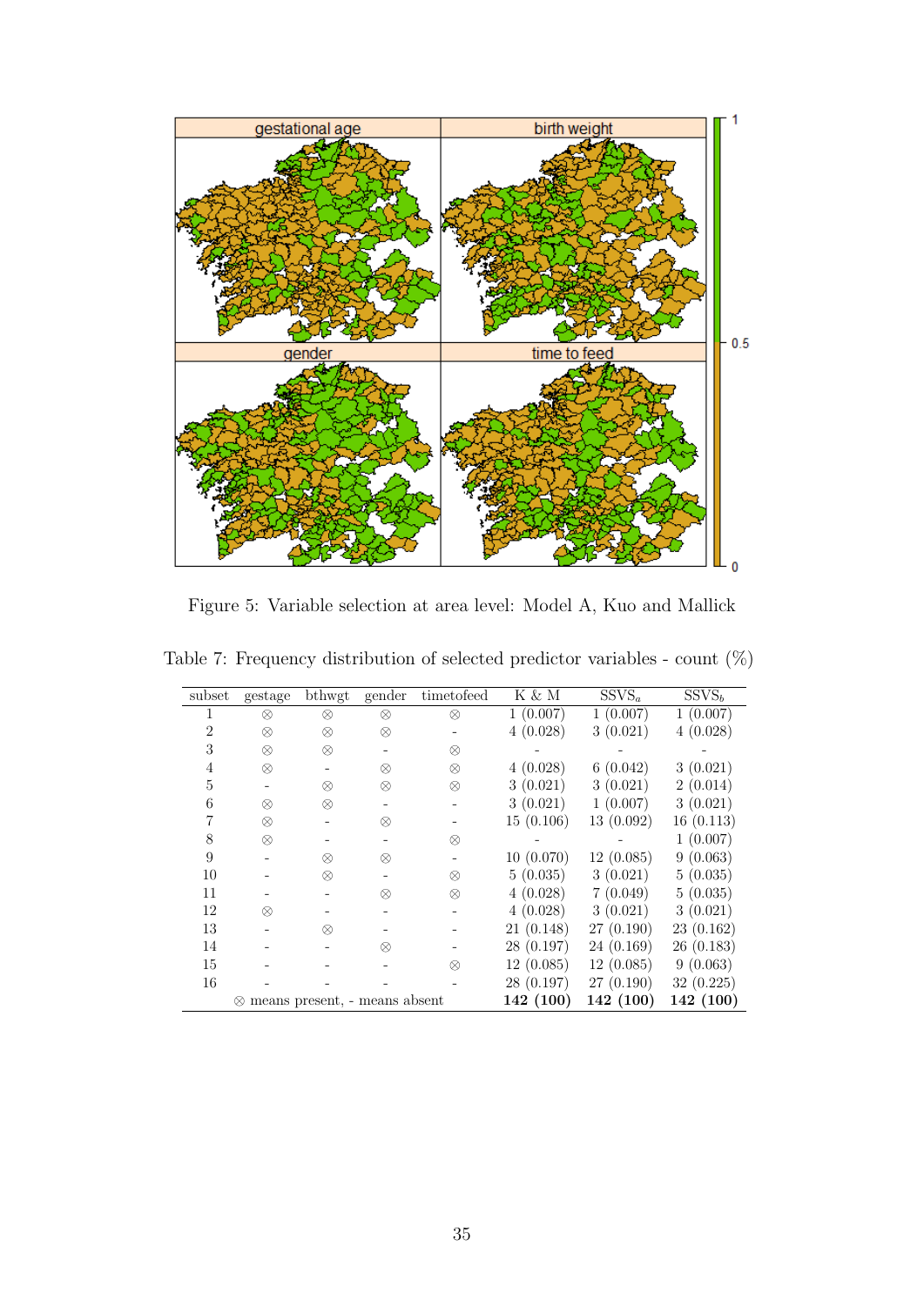Figure 5: Variable selection at area level: Model A, Kuo and Mallick

Table 7: Frequency distribution of selected predictor variables - count (%)

| subset | gestage | bthwgt | gender | timetofeed | K & M | $SSVS_a$ | $SSVS_b$ |
|---|---|---|---|---|---|---|---|
| 1 | ⊗ | ⊗ | ⊗ | ⊗ | 1 (0.007) | 1 (0.007) | 1 (0.007) |
| 2 | ⊗ | ⊗ | ⊗ | - | 4 (0.028) | 3 (0.021) | 4 (0.028) |
| 3 | ⊗ | ⊗ | - | ⊗ | - | - | - |
| 4 | ⊗ | - | ⊗ | ⊗ | 4 (0.028) | 6 (0.042) | 3 (0.021) |
| 5 | - | ⊗ | ⊗ | ⊗ | 3 (0.021) | 3 (0.021) | 2 (0.014) |
| 6 | ⊗ | ⊗ | - | - | 3 (0.021) | 1 (0.007) | 3 (0.021) |
| 7 | ⊗ | - | ⊗ | - | 15 (0.106) | 13 (0.092) | 16 (0.113) |
| 8 | ⊗ | - | - | ⊗ | - | - | 1 (0.007) |
| 9 | - | ⊗ | ⊗ | - | 10 (0.070) | 12 (0.085) | 9 (0.063) |
| 10 | - | ⊗ | - | ⊗ | 5 (0.035) | 3 (0.021) | 5 (0.035) |
| 11 | - | - | ⊗ | ⊗ | 4 (0.028) | 7 (0.049) | 5 (0.035) |
| 12 | ⊗ | - | - | - | 4 (0.028) | 3 (0.021) | 3 (0.021) |
| 13 | - | ⊗ | - | - | 21 (0.148) | 27 (0.190) | 23 (0.162) |
| 14 | - | - | ⊗ | - | 28 (0.197) | 24 (0.169) | 26 (0.183) |
| 15 | - | - | - | ⊗ | 12 (0.085) | 12 (0.085) | 9 (0.063) |
| 16 | - | - | - | - | 28 (0.197) | 27 (0.190) | 32 (0.225) |
| | ⊗ means present, - means absent | | | | **142 (100)** | **142 (100)** | **142 (100)** |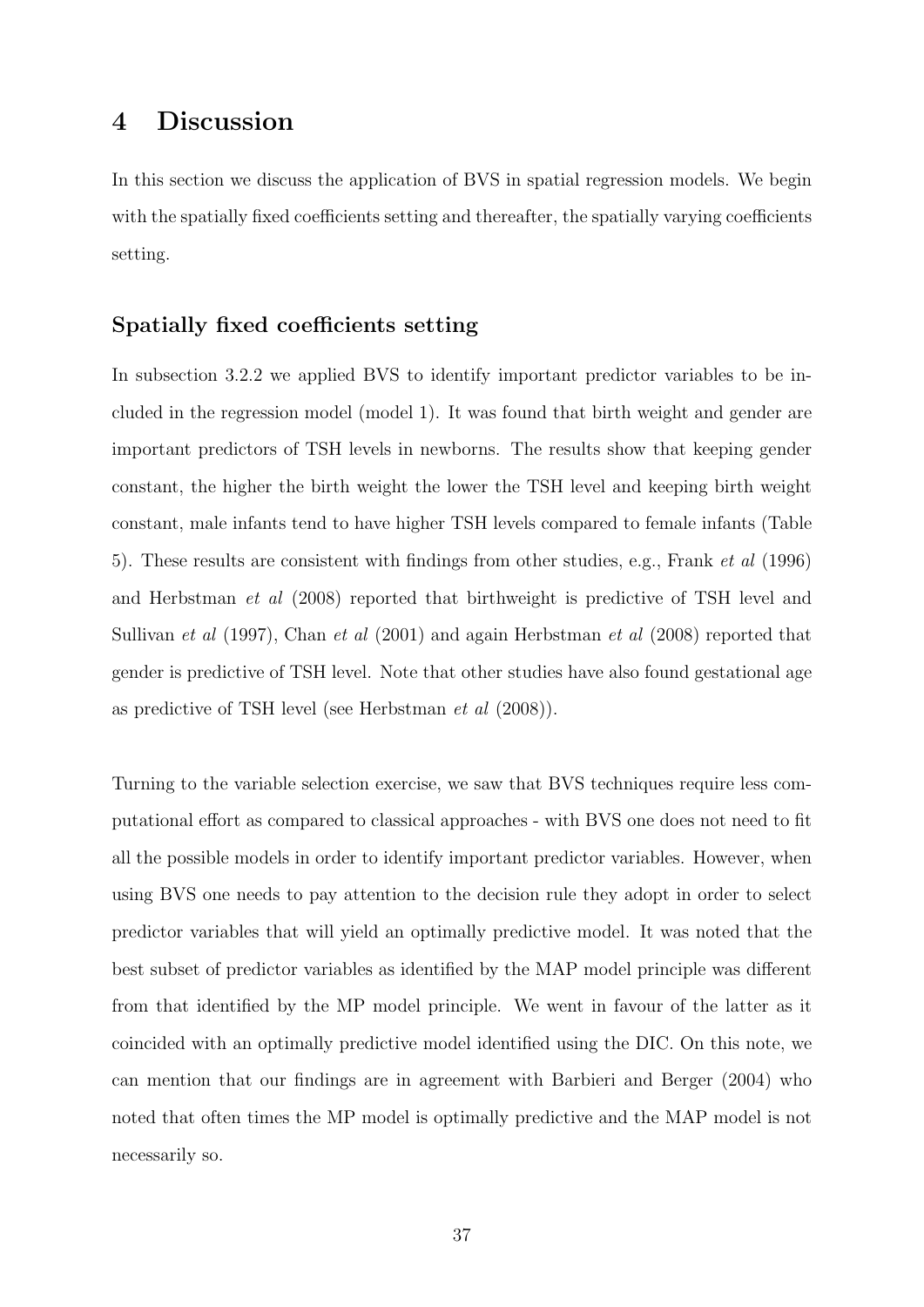# 4 Discussion

In this section we discuss the application of BVS in spatial regression models. We begin with the spatially fixed coefficients setting and thereafter, the spatially varying coefficients setting.

### Spatially fixed coefficients setting

In subsection 3.2.2 we applied BVS to identify important predictor variables to be included in the regression model (model 1). It was found that birth weight and gender are important predictors of TSH levels in newborns. The results show that keeping gender constant, the higher the birth weight the lower the TSH level and keeping birth weight constant, male infants tend to have higher TSH levels compared to female infants (Table 5). These results are consistent with findings from other studies, e.g., Frank *et al* (1996) and Herbstman *et al* (2008) reported that birthweight is predictive of TSH level and Sullivan *et al* (1997), Chan *et al* (2001) and again Herbstman *et al* (2008) reported that gender is predictive of TSH level. Note that other studies have also found gestational age as predictive of TSH level (see Herbstman *et al* (2008)).

Turning to the variable selection exercise, we saw that BVS techniques require less computational effort as compared to classical approaches - with BVS one does not need to fit all the possible models in order to identify important predictor variables. However, when using BVS one needs to pay attention to the decision rule they adopt in order to select predictor variables that will yield an optimally predictive model. It was noted that the best subset of predictor variables as identified by the MAP model principle was different from that identified by the MP model principle. We went in favour of the latter as it coincided with an optimally predictive model identified using the DIC. On this note, we can mention that our findings are in agreement with Barbieri and Berger (2004) who noted that often times the MP model is optimally predictive and the MAP model is not necessarily so.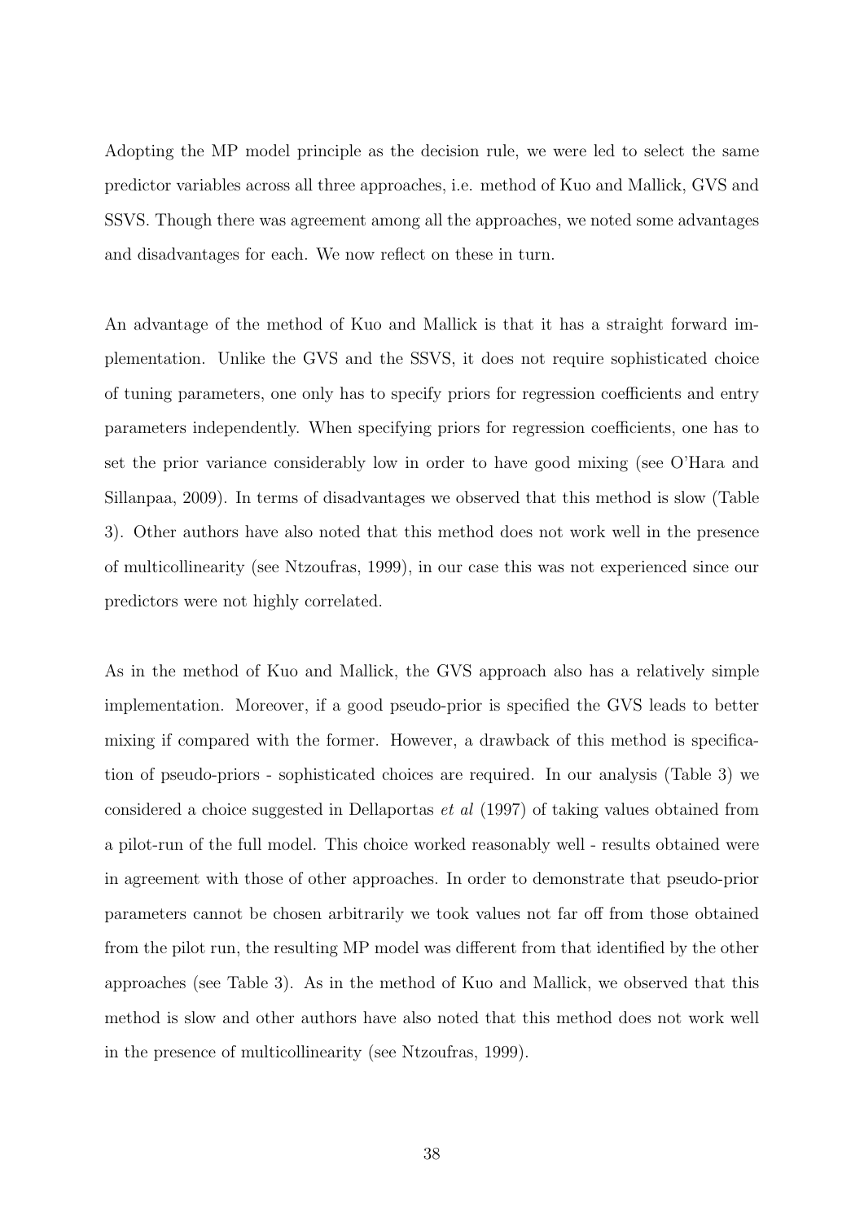Adopting the MP model principle as the decision rule, we were led to select the same predictor variables across all three approaches, i.e. method of Kuo and Mallick, GVS and SSVS. Though there was agreement among all the approaches, we noted some advantages and disadvantages for each. We now reflect on these in turn.

An advantage of the method of Kuo and Mallick is that it has a straight forward implementation. Unlike the GVS and the SSVS, it does not require sophisticated choice of tuning parameters, one only has to specify priors for regression coefficients and entry parameters independently. When specifying priors for regression coefficients, one has to set the prior variance considerably low in order to have good mixing (see O'Hara and Sillanpaa, 2009). In terms of disadvantages we observed that this method is slow (Table 3). Other authors have also noted that this method does not work well in the presence of multicollinearity (see Ntzoufras, 1999), in our case this was not experienced since our predictors were not highly correlated.

As in the method of Kuo and Mallick, the GVS approach also has a relatively simple implementation. Moreover, if a good pseudo-prior is specified the GVS leads to better mixing if compared with the former. However, a drawback of this method is specification of pseudo-priors - sophisticated choices are required. In our analysis (Table 3) we considered a choice suggested in Dellaportas *et al* (1997) of taking values obtained from a pilot-run of the full model. This choice worked reasonably well - results obtained were in agreement with those of other approaches. In order to demonstrate that pseudo-prior parameters cannot be chosen arbitrarily we took values not far off from those obtained from the pilot run, the resulting MP model was different from that identified by the other approaches (see Table 3). As in the method of Kuo and Mallick, we observed that this method is slow and other authors have also noted that this method does not work well in the presence of multicollinearity (see Ntzoufras, 1999).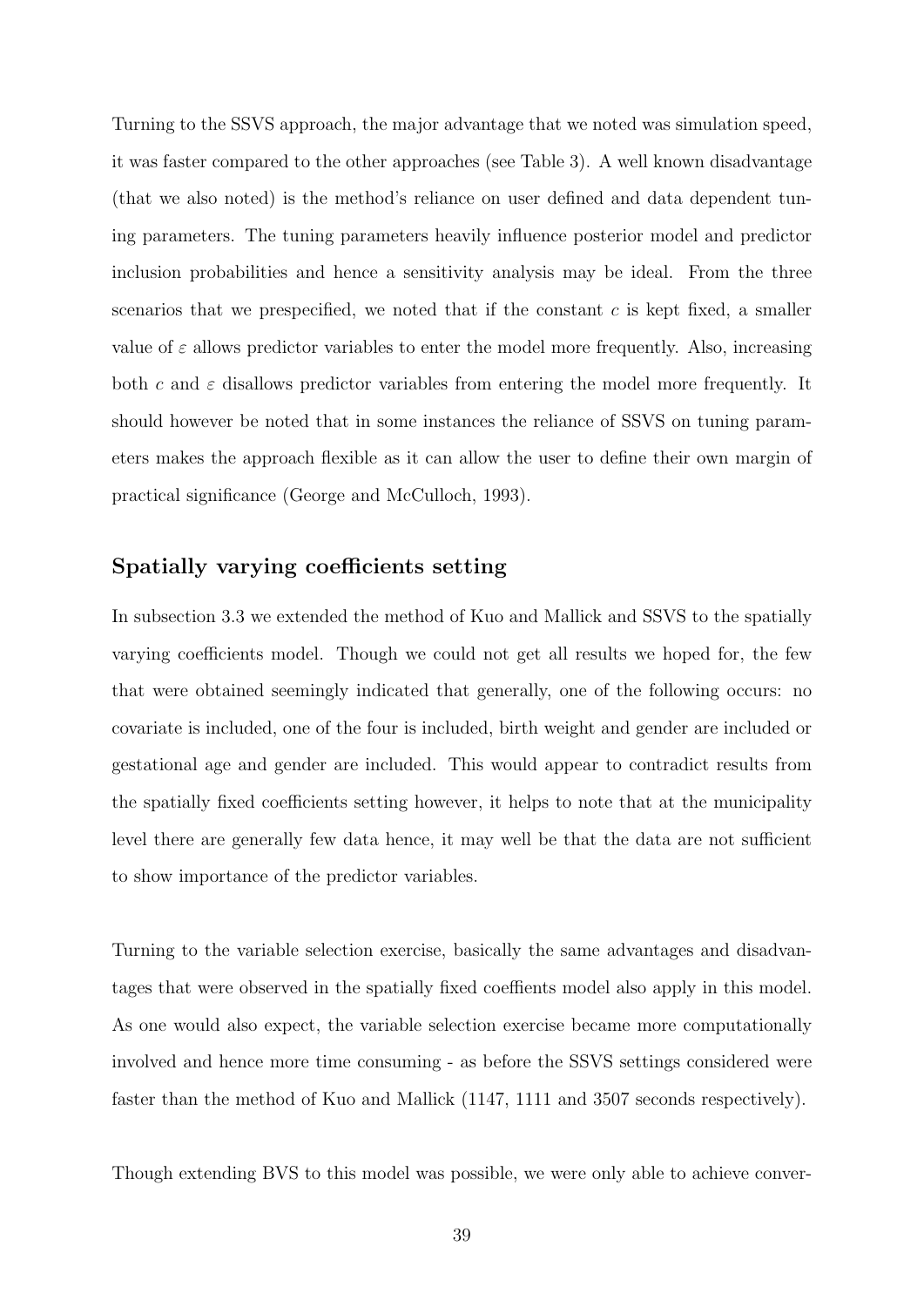Turning to the SSVS approach, the major advantage that we noted was simulation speed, it was faster compared to the other approaches (see Table 3). A well known disadvantage (that we also noted) is the method's reliance on user defined and data dependent tuning parameters. The tuning parameters heavily influence posterior model and predictor inclusion probabilities and hence a sensitivity analysis may be ideal. From the three scenarios that we prespecified, we noted that if the constant $c$ is kept fixed, a smaller value of $\varepsilon$ allows predictor variables to enter the model more frequently. Also, increasing both $c$ and $\varepsilon$ disallows predictor variables from entering the model more frequently. It should however be noted that in some instances the reliance of SSVS on tuning parameters makes the approach flexible as it can allow the user to define their own margin of practical significance (George and McCulloch, 1993).

## Spatially varying coefficients setting

In subsection 3.3 we extended the method of Kuo and Mallick and SSVS to the spatially varying coefficients model. Though we could not get all results we hoped for, the few that were obtained seemingly indicated that generally, one of the following occurs: no covariate is included, one of the four is included, birth weight and gender are included or gestational age and gender are included. This would appear to contradict results from the spatially fixed coefficients setting however, it helps to note that at the municipality level there are generally few data hence, it may well be that the data are not sufficient to show importance of the predictor variables.

Turning to the variable selection exercise, basically the same advantages and disadvantages that were observed in the spatially fixed coeffients model also apply in this model. As one would also expect, the variable selection exercise became more computationally involved and hence more time consuming - as before the SSVS settings considered were faster than the method of Kuo and Mallick (1147, 1111 and 3507 seconds respectively).

Though extending BVS to this model was possible, we were only able to achieve conver-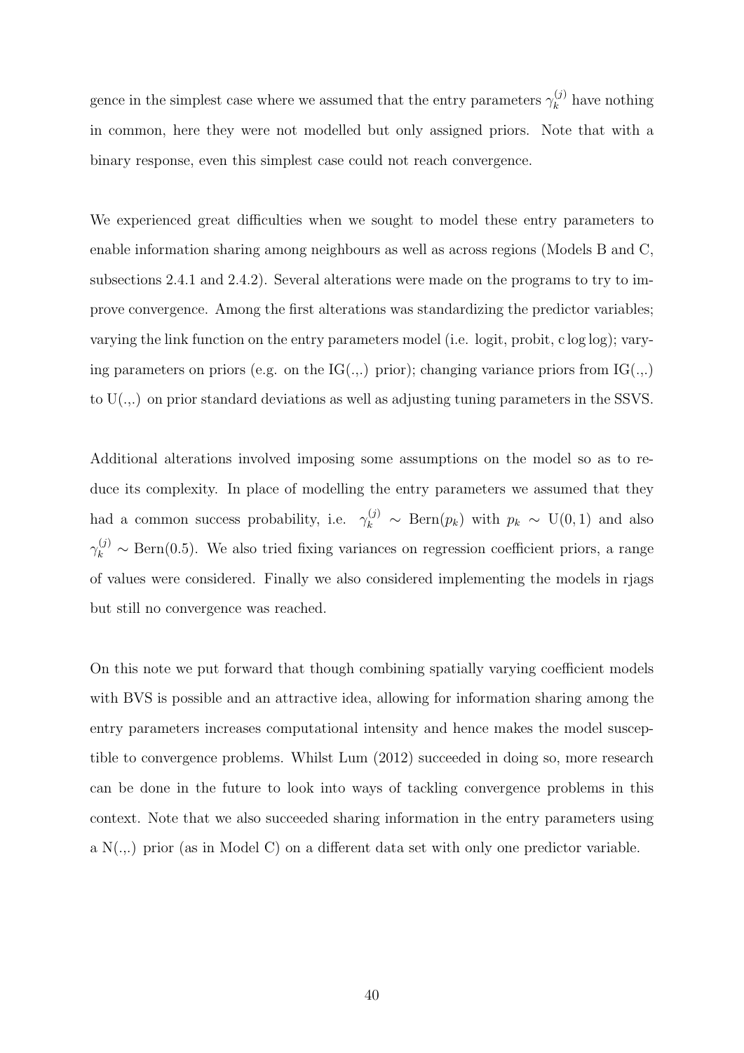gence in the simplest case where we assumed that the entry parameters $\gamma_k^{(j)}$ have nothing in common, here they were not modelled but only assigned priors. Note that with a binary response, even this simplest case could not reach convergence.

We experienced great difficulties when we sought to model these entry parameters to enable information sharing among neighbours as well as across regions (Models B and C, subsections 2.4.1 and 2.4.2). Several alterations were made on the programs to try to improve convergence. Among the first alterations was standardizing the predictor variables; varying the link function on the entry parameters model (i.e. logit, probit, c log log); varying parameters on priors (e.g. on the IG(.,.) prior); changing variance priors from IG(.,.) to U(.,.) on prior standard deviations as well as adjusting tuning parameters in the SSVS.

Additional alterations involved imposing some assumptions on the model so as to reduce its complexity. In place of modelling the entry parameters we assumed that they had a common success probability, i.e. $\gamma_k^{(j)} \sim \text{Bern}(p_k)$ with $p_k \sim \text{U}(0,1)$ and also $\gamma_k^{(j)} \sim \text{Bern}(0.5)$. We also tried fixing variances on regression coefficient priors, a range of values were considered. Finally we also considered implementing the models in rjags but still no convergence was reached.

On this note we put forward that though combining spatially varying coefficient models with BVS is possible and an attractive idea, allowing for information sharing among the entry parameters increases computational intensity and hence makes the model susceptible to convergence problems. Whilst Lum (2012) succeeded in doing so, more research can be done in the future to look into ways of tackling convergence problems in this context. Note that we also succeeded sharing information in the entry parameters using a N(.,.) prior (as in Model C) on a different data set with only one predictor variable.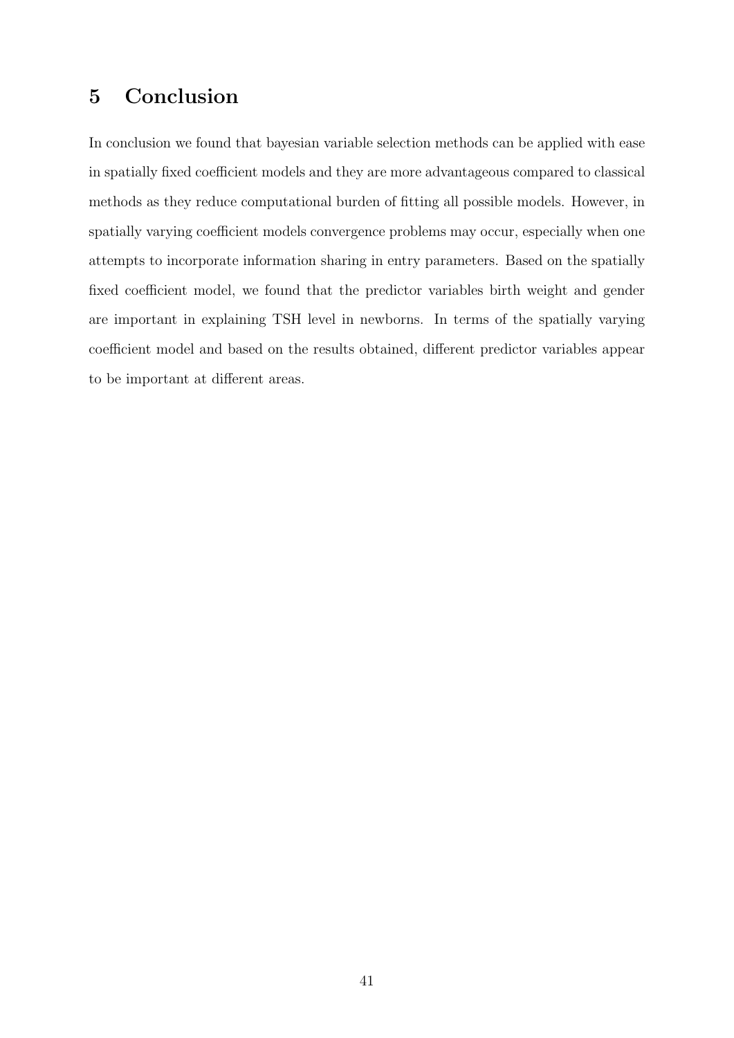# 5 Conclusion

In conclusion we found that bayesian variable selection methods can be applied with ease in spatially fixed coefficient models and they are more advantageous compared to classical methods as they reduce computational burden of fitting all possible models. However, in spatially varying coefficient models convergence problems may occur, especially when one attempts to incorporate information sharing in entry parameters. Based on the spatially fixed coefficient model, we found that the predictor variables birth weight and gender are important in explaining TSH level in newborns. In terms of the spatially varying coefficient model and based on the results obtained, different predictor variables appear to be important at different areas.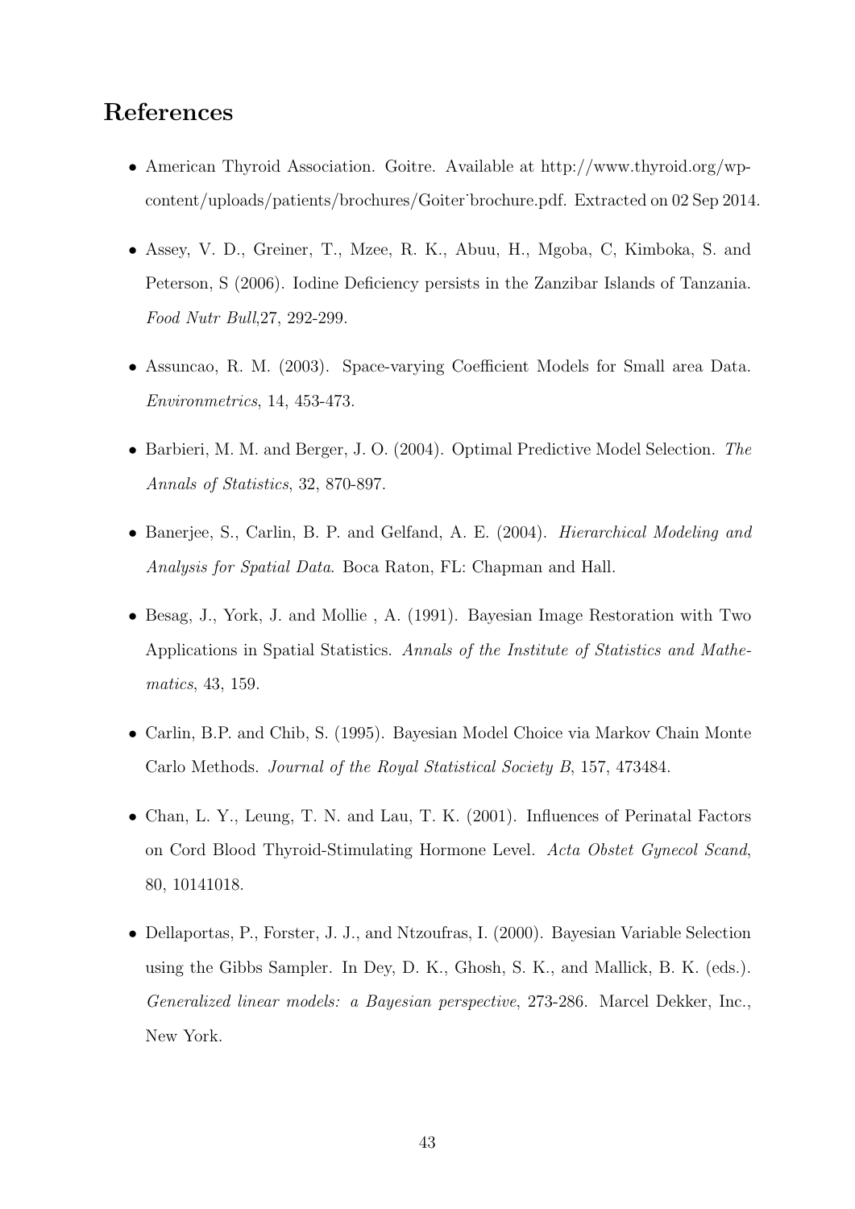## References

- American Thyroid Association. Goitre. Available at http://www.thyroid.org/wp-content/uploads/patients/brochures/Goiter˙brochure.pdf. Extracted on 02 Sep 2014.
- Assey, V. D., Greiner, T., Mzee, R. K., Abuu, H., Mgoba, C, Kimboka, S. and Peterson, S (2006). Iodine Deficiency persists in the Zanzibar Islands of Tanzania. *Food Nutr Bull*,27, 292-299.
- Assuncao, R. M. (2003). Space-varying Coefficient Models for Small area Data. *Environmetrics*, 14, 453-473.
- Barbieri, M. M. and Berger, J. O. (2004). Optimal Predictive Model Selection. *The Annals of Statistics*, 32, 870-897.
- Banerjee, S., Carlin, B. P. and Gelfand, A. E. (2004). *Hierarchical Modeling and Analysis for Spatial Data*. Boca Raton, FL: Chapman and Hall.
- Besag, J., York, J. and Mollie , A. (1991). Bayesian Image Restoration with Two Applications in Spatial Statistics. *Annals of the Institute of Statistics and Mathematics*, 43, 159.
- Carlin, B.P. and Chib, S. (1995). Bayesian Model Choice via Markov Chain Monte Carlo Methods. *Journal of the Royal Statistical Society B*, 157, 473484.
- Chan, L. Y., Leung, T. N. and Lau, T. K. (2001). Influences of Perinatal Factors on Cord Blood Thyroid-Stimulating Hormone Level. *Acta Obstet Gynecol Scand*, 80, 10141018.
- Dellaportas, P., Forster, J. J., and Ntzoufras, I. (2000). Bayesian Variable Selection using the Gibbs Sampler. In Dey, D. K., Ghosh, S. K., and Mallick, B. K. (eds.). *Generalized linear models: a Bayesian perspective*, 273-286. Marcel Dekker, Inc., New York.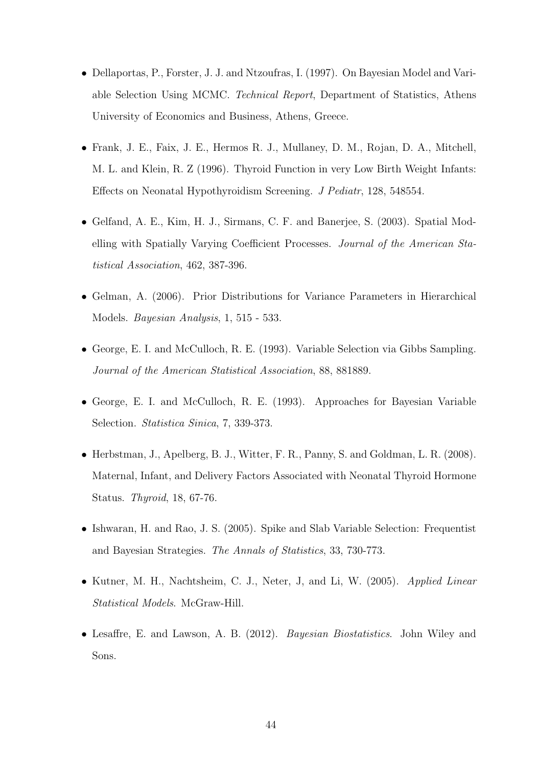- Dellaportas, P., Forster, J. J. and Ntzoufras, I. (1997). On Bayesian Model and Variable Selection Using MCMC. *Technical Report*, Department of Statistics, Athens University of Economics and Business, Athens, Greece.

- Frank, J. E., Faix, J. E., Hermos R. J., Mullaney, D. M., Rojan, D. A., Mitchell, M. L. and Klein, R. Z (1996). Thyroid Function in very Low Birth Weight Infants: Effects on Neonatal Hypothyroidism Screening. *J Pediatr*, 128, 548554.

- Gelfand, A. E., Kim, H. J., Sirmans, C. F. and Banerjee, S. (2003). Spatial Modelling with Spatially Varying Coefficient Processes. *Journal of the American Statistical Association*, 462, 387-396.

- Gelman, A. (2006). Prior Distributions for Variance Parameters in Hierarchical Models. *Bayesian Analysis*, 1, 515 - 533.

- George, E. I. and McCulloch, R. E. (1993). Variable Selection via Gibbs Sampling. *Journal of the American Statistical Association*, 88, 881889.

- George, E. I. and McCulloch, R. E. (1993). Approaches for Bayesian Variable Selection. *Statistica Sinica*, 7, 339-373.

- Herbstman, J., Apelberg, B. J., Witter, F. R., Panny, S. and Goldman, L. R. (2008). Maternal, Infant, and Delivery Factors Associated with Neonatal Thyroid Hormone Status. *Thyroid*, 18, 67-76.

- Ishwaran, H. and Rao, J. S. (2005). Spike and Slab Variable Selection: Frequentist and Bayesian Strategies. *The Annals of Statistics*, 33, 730-773.

- Kutner, M. H., Nachtsheim, C. J., Neter, J, and Li, W. (2005). *Applied Linear Statistical Models*. McGraw-Hill.

- Lesaffre, E. and Lawson, A. B. (2012). *Bayesian Biostatistics*. John Wiley and Sons.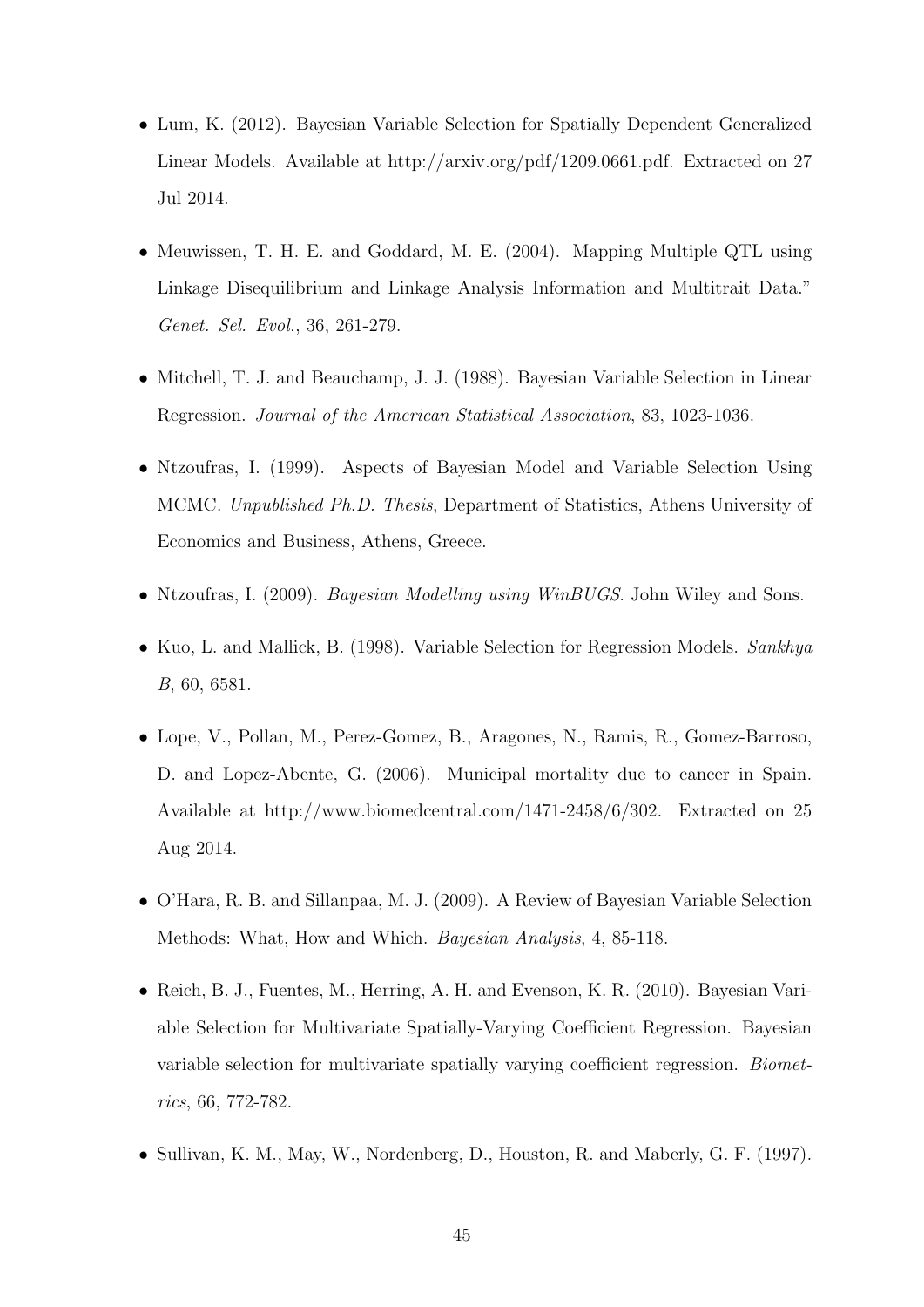- Lum, K. (2012). Bayesian Variable Selection for Spatially Dependent Generalized Linear Models. Available at http://arxiv.org/pdf/1209.0661.pdf. Extracted on 27 Jul 2014.

- Meuwissen, T. H. E. and Goddard, M. E. (2004). Mapping Multiple QTL using Linkage Disequilibrium and Linkage Analysis Information and Multitrait Data." *Genet. Sel. Evol.*, 36, 261-279.

- Mitchell, T. J. and Beauchamp, J. J. (1988). Bayesian Variable Selection in Linear Regression. *Journal of the American Statistical Association*, 83, 1023-1036.

- Ntzoufras, I. (1999). Aspects of Bayesian Model and Variable Selection Using MCMC. *Unpublished Ph.D. Thesis*, Department of Statistics, Athens University of Economics and Business, Athens, Greece.

- Ntzoufras, I. (2009). *Bayesian Modelling using WinBUGS*. John Wiley and Sons.

- Kuo, L. and Mallick, B. (1998). Variable Selection for Regression Models. *Sankhya B*, 60, 6581.

- Lope, V., Pollan, M., Perez-Gomez, B., Aragones, N., Ramis, R., Gomez-Barroso, D. and Lopez-Abente, G. (2006). Municipal mortality due to cancer in Spain. Available at http://www.biomedcentral.com/1471-2458/6/302. Extracted on 25 Aug 2014.

- O'Hara, R. B. and Sillanpaa, M. J. (2009). A Review of Bayesian Variable Selection Methods: What, How and Which. *Bayesian Analysis*, 4, 85-118.

- Reich, B. J., Fuentes, M., Herring, A. H. and Evenson, K. R. (2010). Bayesian Variable Selection for Multivariate Spatially-Varying Coefficient Regression. Bayesian variable selection for multivariate spatially varying coefficient regression. *Biometrics*, 66, 772-782.

- Sullivan, K. M., May, W., Nordenberg, D., Houston, R. and Maberly, G. F. (1997).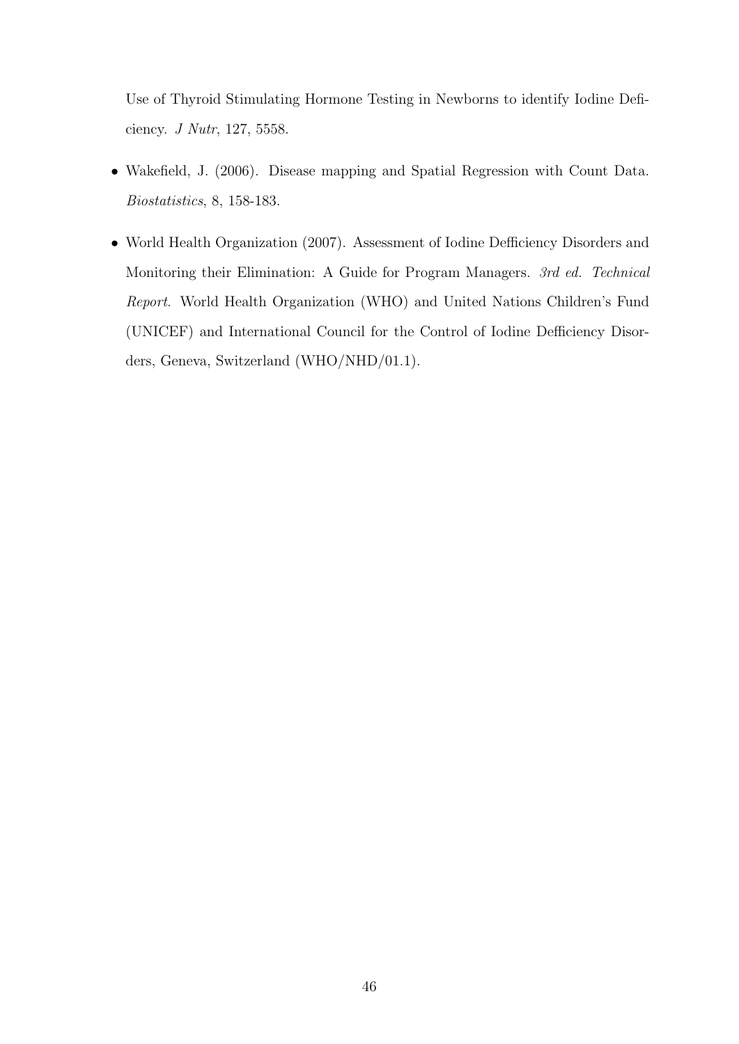Use of Thyroid Stimulating Hormone Testing in Newborns to identify Iodine Deficiency. *J Nutr*, 127, 5558.

- Wakefield, J. (2006). Disease mapping and Spatial Regression with Count Data. *Biostatistics*, 8, 158-183.
- World Health Organization (2007). Assessment of Iodine Defficiency Disorders and Monitoring their Elimination: A Guide for Program Managers. *3rd ed. Technical Report*. World Health Organization (WHO) and United Nations Children's Fund (UNICEF) and International Council for the Control of Iodine Defficiency Disorders, Geneva, Switzerland (WHO/NHD/01.1).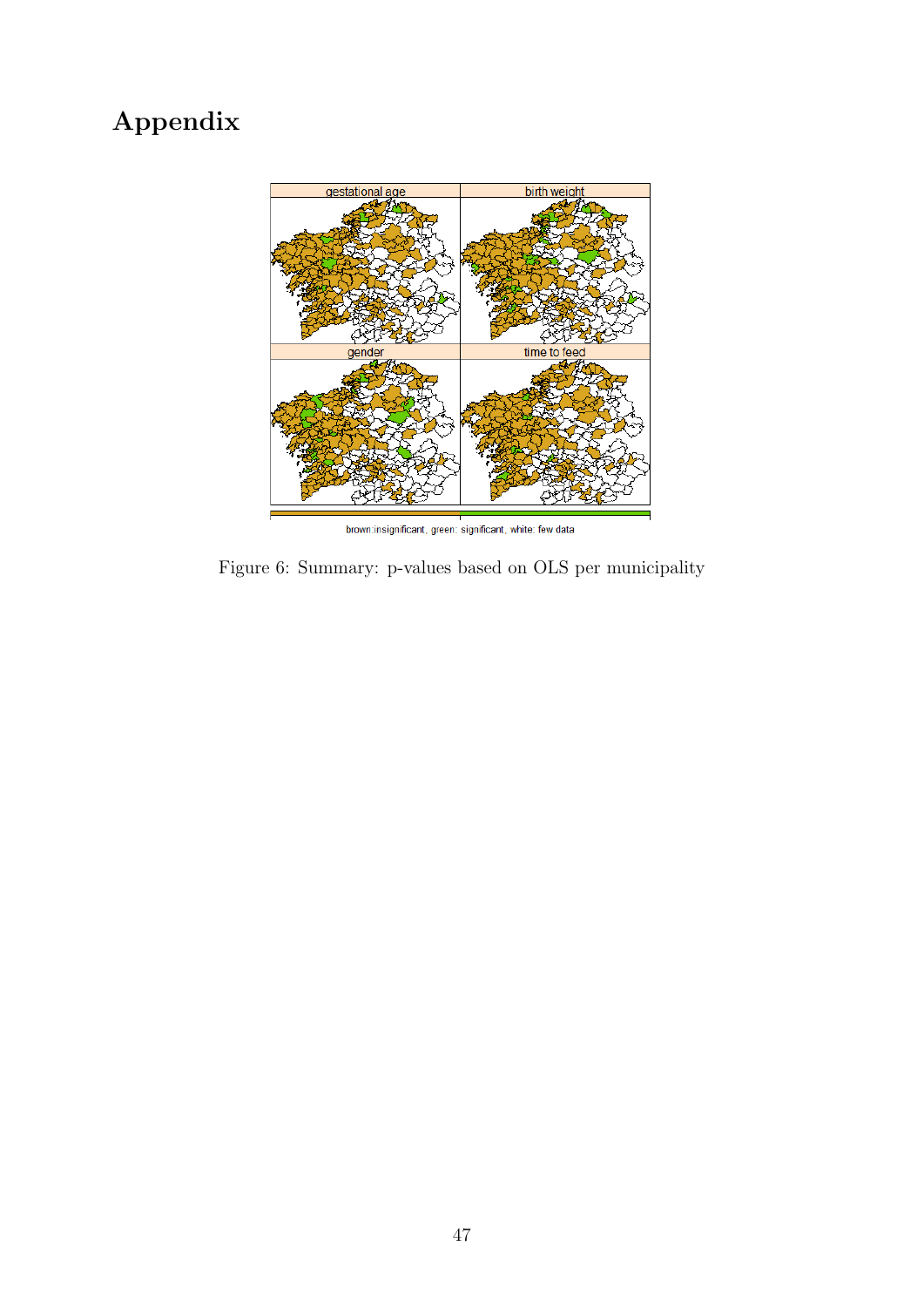# Appendix

Figure 6: Summary: p-values based on OLS per municipality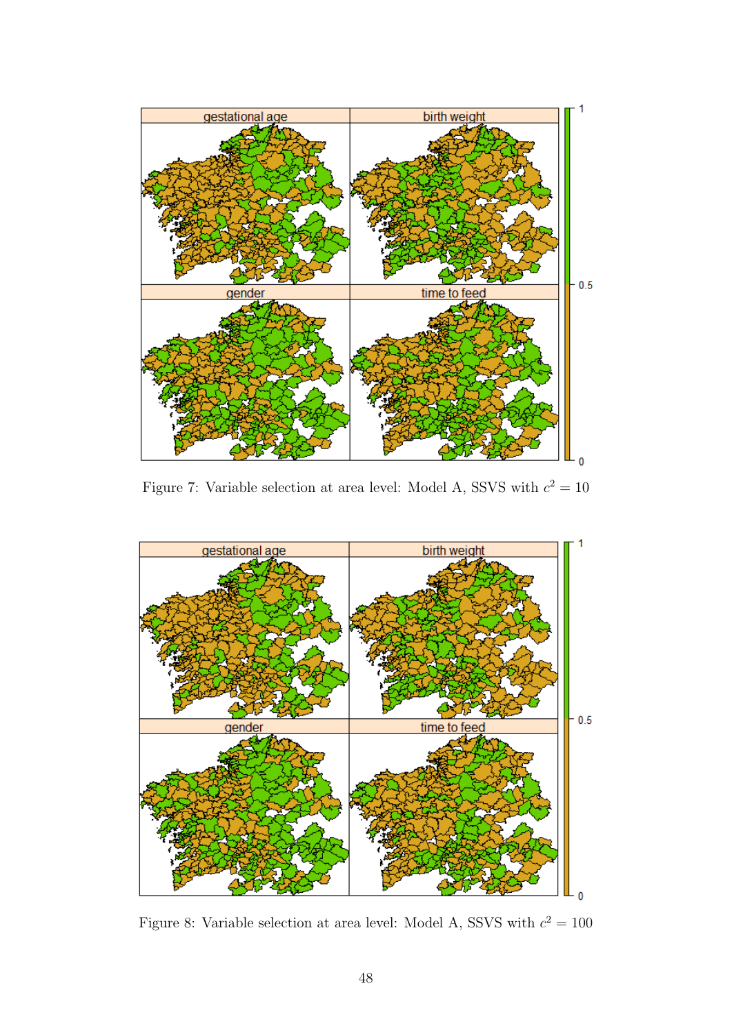Figure 7: Variable selection at area level: Model A, SSVS with $c^2 = 10$

Figure 8: Variable selection at area level: Model A, SSVS with $c^2 = 100$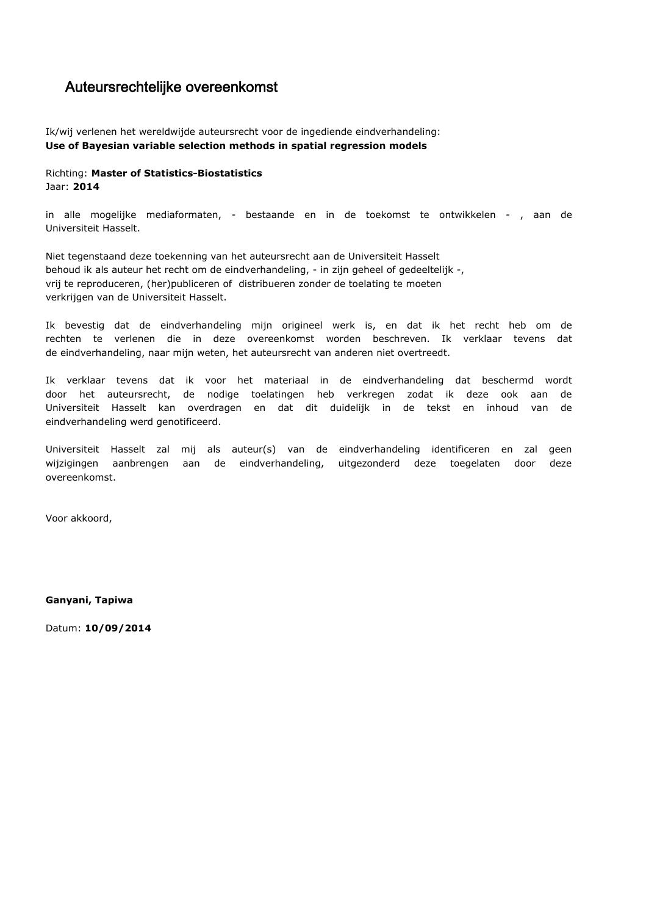# Auteursrechtelijke overeenkomst

Ik/wij verlenen het wereldwijde auteursrecht voor de ingediende eindverhandeling:
**Use of Bayesian variable selection methods in spatial regression models**

Richting: **Master of Statistics-Biostatistics**
Jaar: **2014**

in alle mogelijke mediaformaten, - bestaande en in de toekomst te ontwikkelen - , aan de Universiteit Hasselt.

Niet tegenstaand deze toekenning van het auteursrecht aan de Universiteit Hasselt behoud ik als auteur het recht om de eindverhandeling, - in zijn geheel of gedeeltelijk -, vrij te reproduceren, (her)publiceren of distribueren zonder de toelating te moeten verkrijgen van de Universiteit Hasselt.

Ik bevestig dat de eindverhandeling mijn origineel werk is, en dat ik het recht heb om de rechten te verlenen die in deze overeenkomst worden beschreven. Ik verklaar tevens dat de eindverhandeling, naar mijn weten, het auteursrecht van anderen niet overtreedt.

Ik verklaar tevens dat ik voor het materiaal in de eindverhandeling dat beschermd wordt door het auteursrecht, de nodige toelatingen heb verkregen zodat ik deze ook aan de Universiteit Hasselt kan overdragen en dat dit duidelijk in de tekst en inhoud van de eindverhandeling werd genotificeerd.

Universiteit Hasselt zal mij als auteur(s) van de eindverhandeling identificeren en zal geen wijzigingen aanbrengen aan de eindverhandeling, uitgezonderd deze toegelaten door deze overeenkomst.

Voor akkoord,

**Ganyani, Tapiwa**

Datum: **10/09/2014**